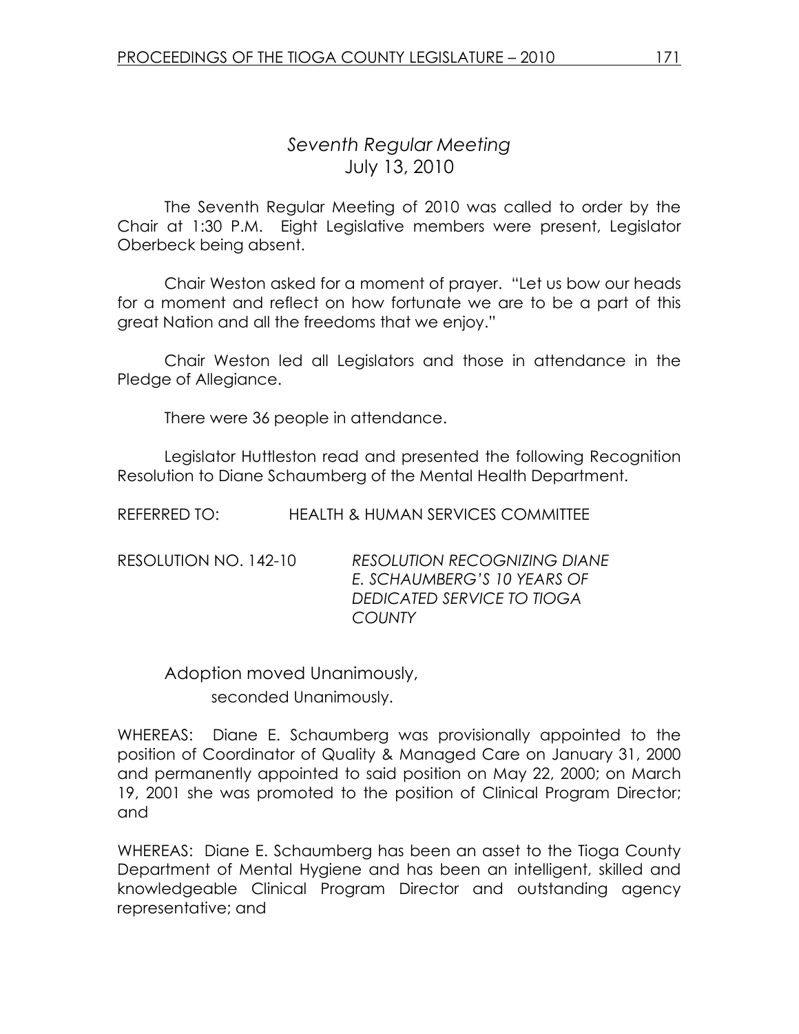# *Seventh Regular Meeting*
July 13, 2010

The Seventh Regular Meeting of 2010 was called to order by the Chair at 1:30 P.M. Eight Legislative members were present, Legislator Oberbeck being absent.

Chair Weston asked for a moment of prayer. "Let us bow our heads for a moment and reflect on how fortunate we are to be a part of this great Nation and all the freedoms that we enjoy."

Chair Weston led all Legislators and those in attendance in the Pledge of Allegiance.

There were 36 people in attendance.

Legislator Huttleston read and presented the following Recognition Resolution to Diane Schaumberg of the Mental Health Department.

REFERRED TO: HEALTH & HUMAN SERVICES COMMITTEE

RESOLUTION NO. 142-10 *RESOLUTION RECOGNIZING DIANE E. SCHAUMBERG'S 10 YEARS OF DEDICATED SERVICE TO TIOGA COUNTY*

Adoption moved Unanimously,
seconded Unanimously.

WHEREAS: Diane E. Schaumberg was provisionally appointed to the position of Coordinator of Quality & Managed Care on January 31, 2000 and permanently appointed to said position on May 22, 2000; on March 19, 2001 she was promoted to the position of Clinical Program Director; and

WHEREAS: Diane E. Schaumberg has been an asset to the Tioga County Department of Mental Hygiene and has been an intelligent, skilled and knowledgeable Clinical Program Director and outstanding agency representative; and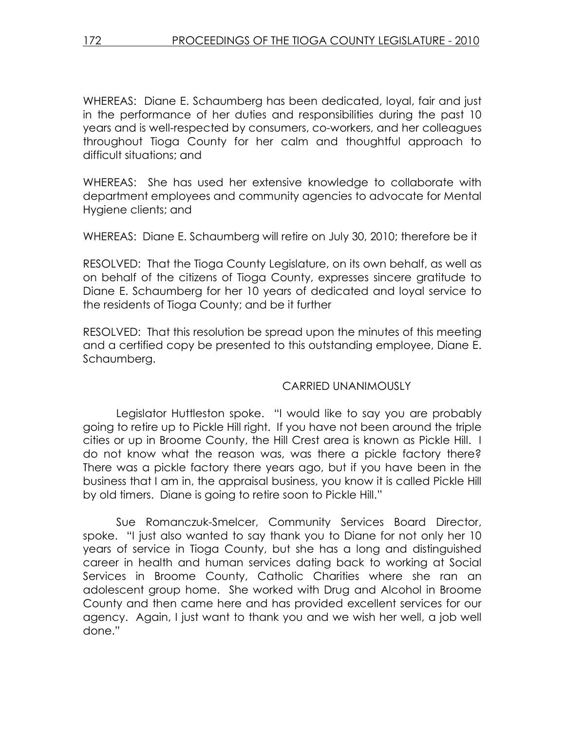WHEREAS: Diane E. Schaumberg has been dedicated, loyal, fair and just in the performance of her duties and responsibilities during the past 10 years and is well-respected by consumers, co-workers, and her colleagues throughout Tioga County for her calm and thoughtful approach to difficult situations; and

WHEREAS: She has used her extensive knowledge to collaborate with department employees and community agencies to advocate for Mental Hygiene clients; and

WHEREAS: Diane E. Schaumberg will retire on July 30, 2010; therefore be it

RESOLVED: That the Tioga County Legislature, on its own behalf, as well as on behalf of the citizens of Tioga County, expresses sincere gratitude to Diane E. Schaumberg for her 10 years of dedicated and loyal service to the residents of Tioga County; and be it further

RESOLVED: That this resolution be spread upon the minutes of this meeting and a certified copy be presented to this outstanding employee, Diane E. Schaumberg.

CARRIED UNANIMOUSLY

Legislator Huttleston spoke. "I would like to say you are probably going to retire up to Pickle Hill right. If you have not been around the triple cities or up in Broome County, the Hill Crest area is known as Pickle Hill. I do not know what the reason was, was there a pickle factory there? There was a pickle factory there years ago, but if you have been in the business that I am in, the appraisal business, you know it is called Pickle Hill by old timers. Diane is going to retire soon to Pickle Hill."

Sue Romanczuk-Smelcer, Community Services Board Director, spoke. "I just also wanted to say thank you to Diane for not only her 10 years of service in Tioga County, but she has a long and distinguished career in health and human services dating back to working at Social Services in Broome County, Catholic Charities where she ran an adolescent group home. She worked with Drug and Alcohol in Broome County and then came here and has provided excellent services for our agency. Again, I just want to thank you and we wish her well, a job well done."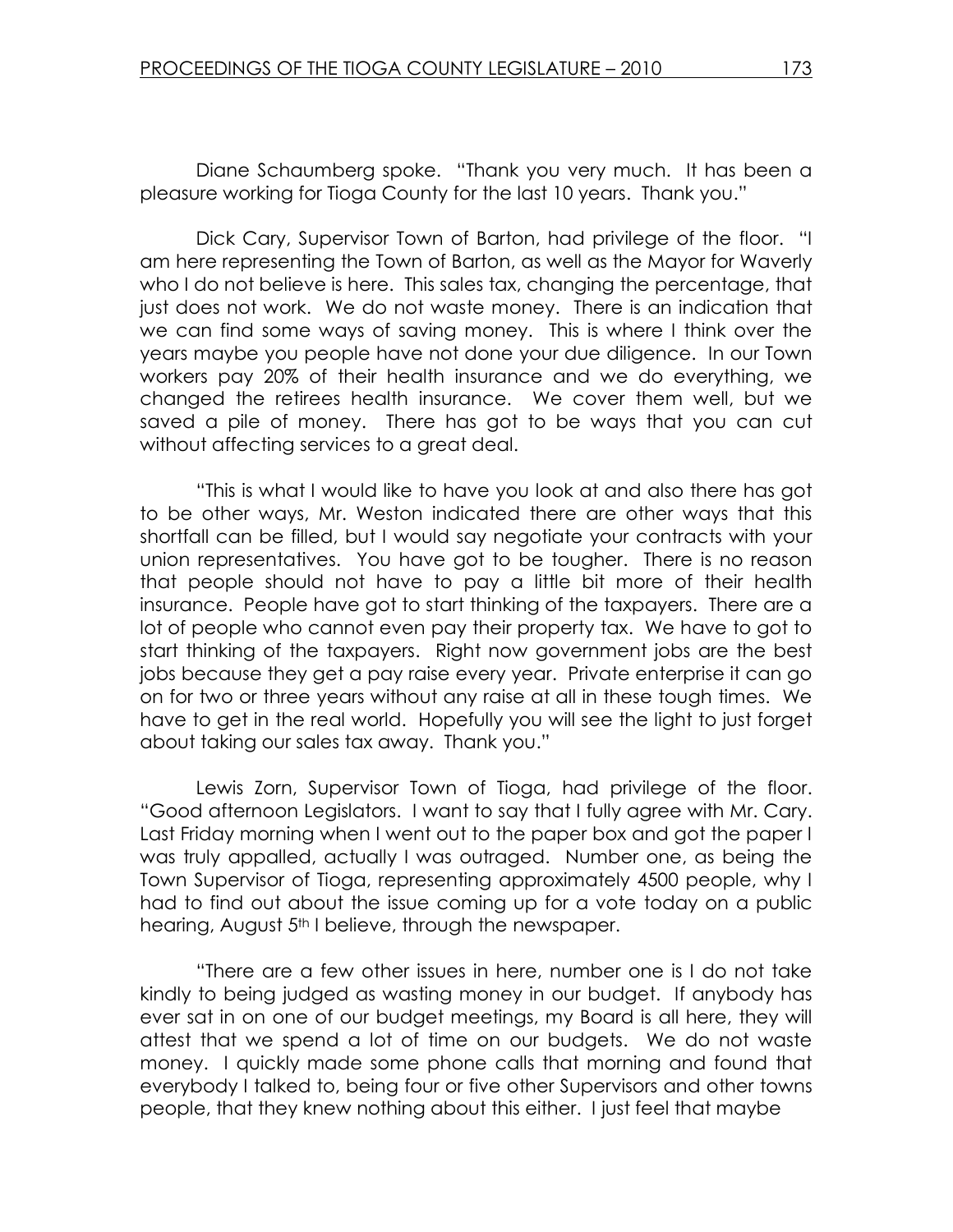Diane Schaumberg spoke. "Thank you very much. It has been a pleasure working for Tioga County for the last 10 years. Thank you."

Dick Cary, Supervisor Town of Barton, had privilege of the floor. "I am here representing the Town of Barton, as well as the Mayor for Waverly who I do not believe is here. This sales tax, changing the percentage, that just does not work. We do not waste money. There is an indication that we can find some ways of saving money. This is where I think over the years maybe you people have not done your due diligence. In our Town workers pay 20% of their health insurance and we do everything, we changed the retirees health insurance. We cover them well, but we saved a pile of money. There has got to be ways that you can cut without affecting services to a great deal.

"This is what I would like to have you look at and also there has got to be other ways, Mr. Weston indicated there are other ways that this shortfall can be filled, but I would say negotiate your contracts with your union representatives. You have got to be tougher. There is no reason that people should not have to pay a little bit more of their health insurance. People have got to start thinking of the taxpayers. There are a lot of people who cannot even pay their property tax. We have to got to start thinking of the taxpayers. Right now government jobs are the best jobs because they get a pay raise every year. Private enterprise it can go on for two or three years without any raise at all in these tough times. We have to get in the real world. Hopefully you will see the light to just forget about taking our sales tax away. Thank you."

Lewis Zorn, Supervisor Town of Tioga, had privilege of the floor. "Good afternoon Legislators. I want to say that I fully agree with Mr. Cary. Last Friday morning when I went out to the paper box and got the paper I was truly appalled, actually I was outraged. Number one, as being the Town Supervisor of Tioga, representing approximately 4500 people, why I had to find out about the issue coming up for a vote today on a public hearing, August 5th I believe, through the newspaper.

"There are a few other issues in here, number one is I do not take kindly to being judged as wasting money in our budget. If anybody has ever sat in on one of our budget meetings, my Board is all here, they will attest that we spend a lot of time on our budgets. We do not waste money. I quickly made some phone calls that morning and found that everybody I talked to, being four or five other Supervisors and other towns people, that they knew nothing about this either. I just feel that maybe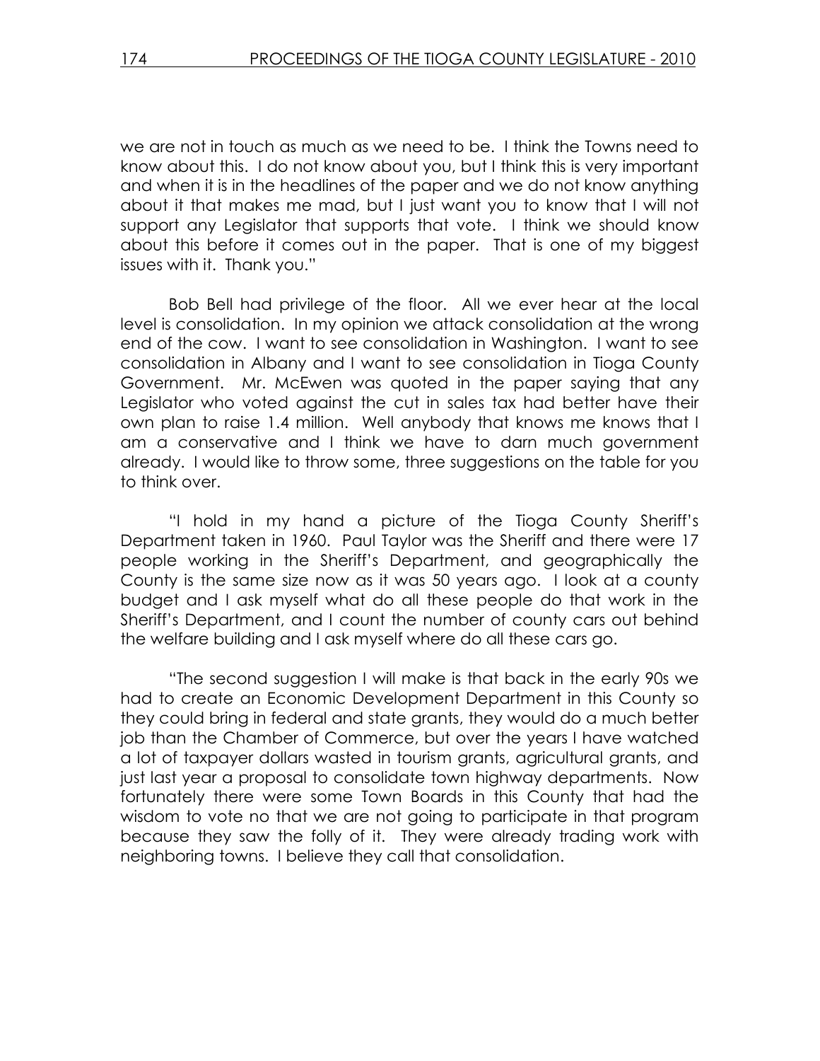we are not in touch as much as we need to be. I think the Towns need to know about this. I do not know about you, but I think this is very important and when it is in the headlines of the paper and we do not know anything about it that makes me mad, but I just want you to know that I will not support any Legislator that supports that vote. I think we should know about this before it comes out in the paper. That is one of my biggest issues with it. Thank you."

Bob Bell had privilege of the floor. All we ever hear at the local level is consolidation. In my opinion we attack consolidation at the wrong end of the cow. I want to see consolidation in Washington. I want to see consolidation in Albany and I want to see consolidation in Tioga County Government. Mr. McEwen was quoted in the paper saying that any Legislator who voted against the cut in sales tax had better have their own plan to raise 1.4 million. Well anybody that knows me knows that I am a conservative and I think we have to darn much government already. I would like to throw some, three suggestions on the table for you to think over.

"I hold in my hand a picture of the Tioga County Sheriff's Department taken in 1960. Paul Taylor was the Sheriff and there were 17 people working in the Sheriff's Department, and geographically the County is the same size now as it was 50 years ago. I look at a county budget and I ask myself what do all these people do that work in the Sheriff's Department, and I count the number of county cars out behind the welfare building and I ask myself where do all these cars go.

"The second suggestion I will make is that back in the early 90s we had to create an Economic Development Department in this County so they could bring in federal and state grants, they would do a much better job than the Chamber of Commerce, but over the years I have watched a lot of taxpayer dollars wasted in tourism grants, agricultural grants, and just last year a proposal to consolidate town highway departments. Now fortunately there were some Town Boards in this County that had the wisdom to vote no that we are not going to participate in that program because they saw the folly of it. They were already trading work with neighboring towns. I believe they call that consolidation.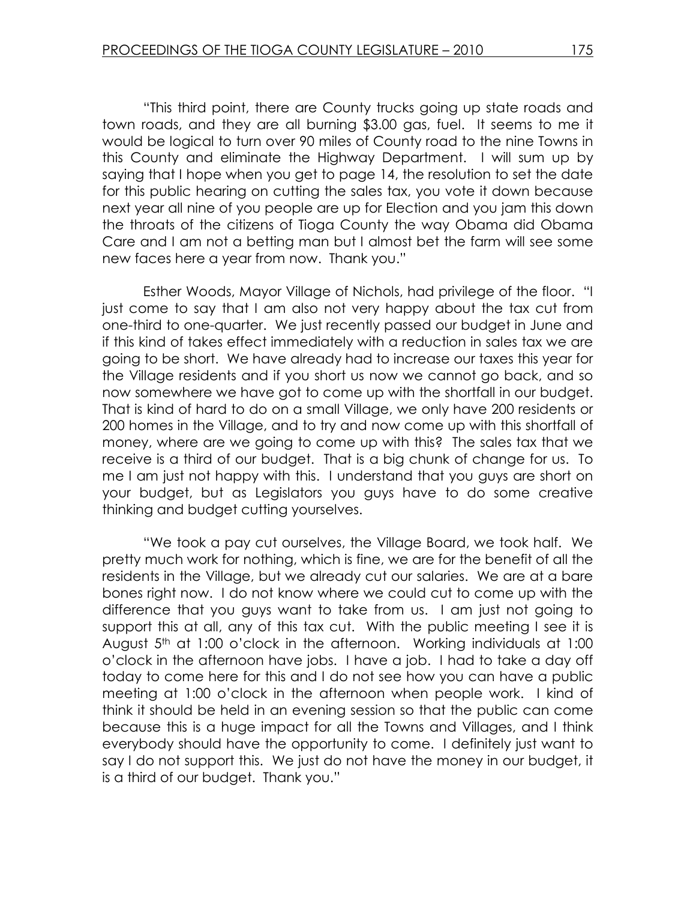"This third point, there are County trucks going up state roads and town roads, and they are all burning $3.00 gas, fuel. It seems to me it would be logical to turn over 90 miles of County road to the nine Towns in this County and eliminate the Highway Department. I will sum up by saying that I hope when you get to page 14, the resolution to set the date for this public hearing on cutting the sales tax, you vote it down because next year all nine of you people are up for Election and you jam this down the throats of the citizens of Tioga County the way Obama did Obama Care and I am not a betting man but I almost bet the farm will see some new faces here a year from now. Thank you."

Esther Woods, Mayor Village of Nichols, had privilege of the floor. "I just come to say that I am also not very happy about the tax cut from one-third to one-quarter. We just recently passed our budget in June and if this kind of takes effect immediately with a reduction in sales tax we are going to be short. We have already had to increase our taxes this year for the Village residents and if you short us now we cannot go back, and so now somewhere we have got to come up with the shortfall in our budget. That is kind of hard to do on a small Village, we only have 200 residents or 200 homes in the Village, and to try and now come up with this shortfall of money, where are we going to come up with this? The sales tax that we receive is a third of our budget. That is a big chunk of change for us. To me I am just not happy with this. I understand that you guys are short on your budget, but as Legislators you guys have to do some creative thinking and budget cutting yourselves.

"We took a pay cut ourselves, the Village Board, we took half. We pretty much work for nothing, which is fine, we are for the benefit of all the residents in the Village, but we already cut our salaries. We are at a bare bones right now. I do not know where we could cut to come up with the difference that you guys want to take from us. I am just not going to support this at all, any of this tax cut. With the public meeting I see it is August 5th at 1:00 o'clock in the afternoon. Working individuals at 1:00 o'clock in the afternoon have jobs. I have a job. I had to take a day off today to come here for this and I do not see how you can have a public meeting at 1:00 o'clock in the afternoon when people work. I kind of think it should be held in an evening session so that the public can come because this is a huge impact for all the Towns and Villages, and I think everybody should have the opportunity to come. I definitely just want to say I do not support this. We just do not have the money in our budget, it is a third of our budget. Thank you."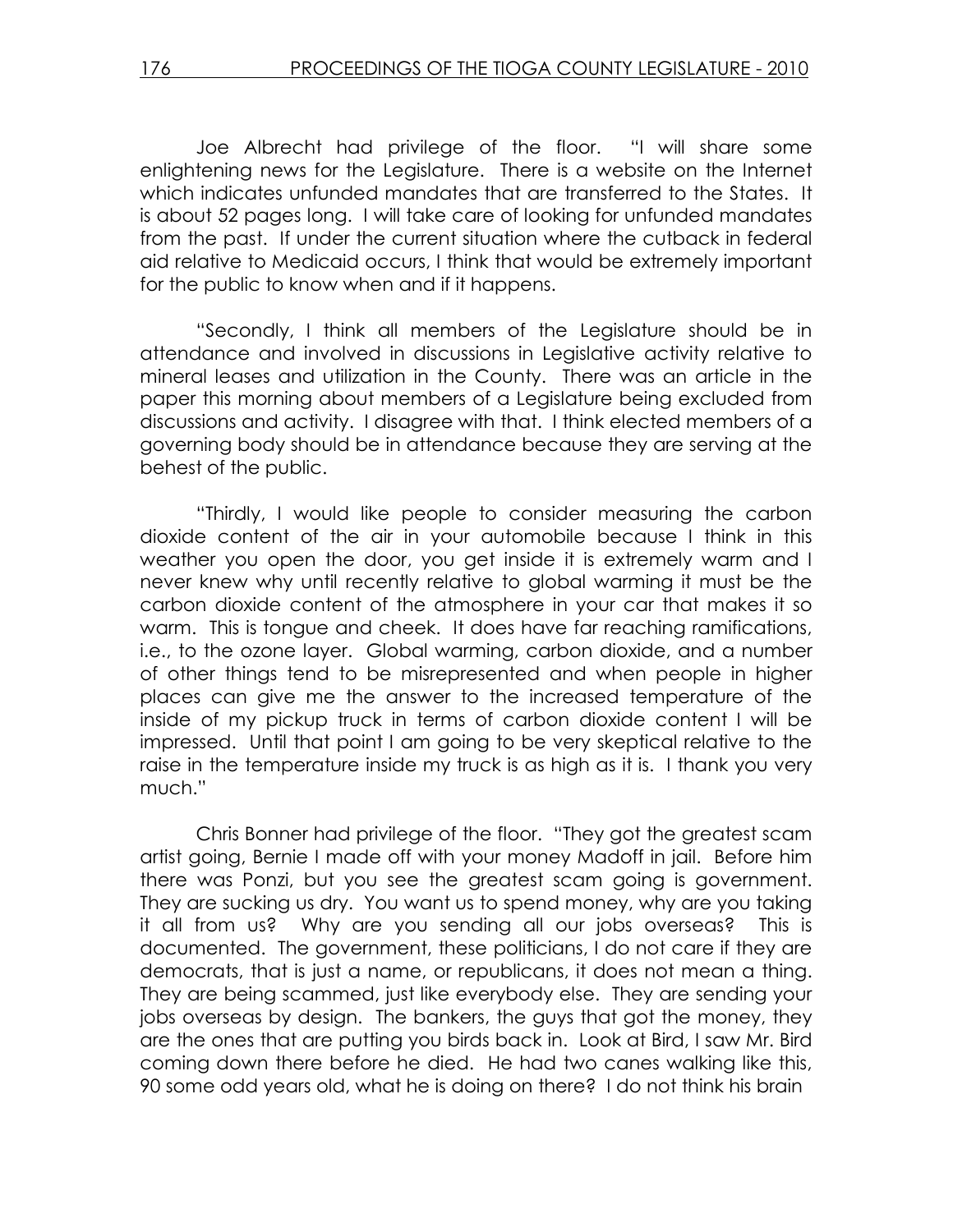Joe Albrecht had privilege of the floor. "I will share some enlightening news for the Legislature. There is a website on the Internet which indicates unfunded mandates that are transferred to the States. It is about 52 pages long. I will take care of looking for unfunded mandates from the past. If under the current situation where the cutback in federal aid relative to Medicaid occurs, I think that would be extremely important for the public to know when and if it happens.

"Secondly, I think all members of the Legislature should be in attendance and involved in discussions in Legislative activity relative to mineral leases and utilization in the County. There was an article in the paper this morning about members of a Legislature being excluded from discussions and activity. I disagree with that. I think elected members of a governing body should be in attendance because they are serving at the behest of the public.

"Thirdly, I would like people to consider measuring the carbon dioxide content of the air in your automobile because I think in this weather you open the door, you get inside it is extremely warm and I never knew why until recently relative to global warming it must be the carbon dioxide content of the atmosphere in your car that makes it so warm. This is tongue and cheek. It does have far reaching ramifications, i.e., to the ozone layer. Global warming, carbon dioxide, and a number of other things tend to be misrepresented and when people in higher places can give me the answer to the increased temperature of the inside of my pickup truck in terms of carbon dioxide content I will be impressed. Until that point I am going to be very skeptical relative to the raise in the temperature inside my truck is as high as it is. I thank you very much."

Chris Bonner had privilege of the floor. "They got the greatest scam artist going, Bernie I made off with your money Madoff in jail. Before him there was Ponzi, but you see the greatest scam going is government. They are sucking us dry. You want us to spend money, why are you taking it all from us? Why are you sending all our jobs overseas? This is documented. The government, these politicians, I do not care if they are democrats, that is just a name, or republicans, it does not mean a thing. They are being scammed, just like everybody else. They are sending your jobs overseas by design. The bankers, the guys that got the money, they are the ones that are putting you birds back in. Look at Bird, I saw Mr. Bird coming down there before he died. He had two canes walking like this, 90 some odd years old, what he is doing on there? I do not think his brain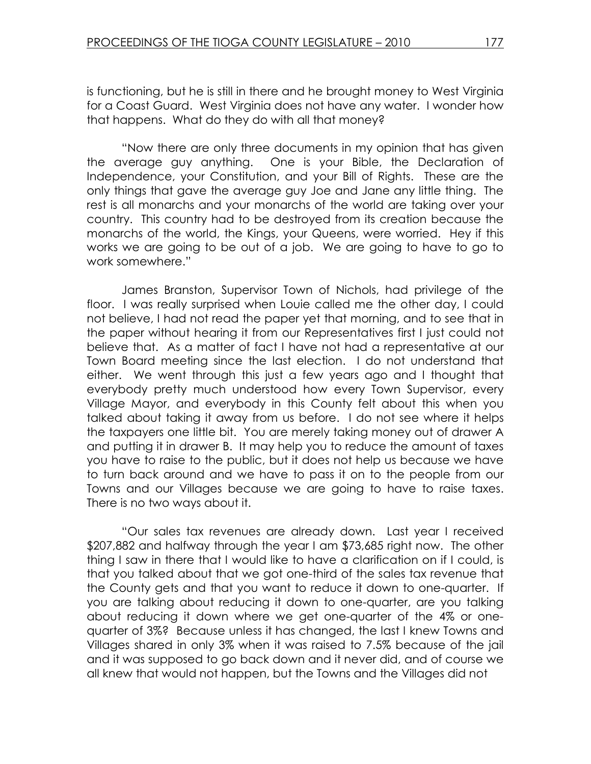is functioning, but he is still in there and he brought money to West Virginia for a Coast Guard. West Virginia does not have any water. I wonder how that happens. What do they do with all that money?

"Now there are only three documents in my opinion that has given the average guy anything. One is your Bible, the Declaration of Independence, your Constitution, and your Bill of Rights. These are the only things that gave the average guy Joe and Jane any little thing. The rest is all monarchs and your monarchs of the world are taking over your country. This country had to be destroyed from its creation because the monarchs of the world, the Kings, your Queens, were worried. Hey if this works we are going to be out of a job. We are going to have to go to work somewhere."

James Branston, Supervisor Town of Nichols, had privilege of the floor. I was really surprised when Louie called me the other day, I could not believe, I had not read the paper yet that morning, and to see that in the paper without hearing it from our Representatives first I just could not believe that. As a matter of fact I have not had a representative at our Town Board meeting since the last election. I do not understand that either. We went through this just a few years ago and I thought that everybody pretty much understood how every Town Supervisor, every Village Mayor, and everybody in this County felt about this when you talked about taking it away from us before. I do not see where it helps the taxpayers one little bit. You are merely taking money out of drawer A and putting it in drawer B. It may help you to reduce the amount of taxes you have to raise to the public, but it does not help us because we have to turn back around and we have to pass it on to the people from our Towns and our Villages because we are going to have to raise taxes. There is no two ways about it.

"Our sales tax revenues are already down. Last year I received $207,882 and halfway through the year I am $73,685 right now. The other thing I saw in there that I would like to have a clarification on if I could, is that you talked about that we got one-third of the sales tax revenue that the County gets and that you want to reduce it down to one-quarter. If you are talking about reducing it down to one-quarter, are you talking about reducing it down where we get one-quarter of the 4% or one-quarter of 3%? Because unless it has changed, the last I knew Towns and Villages shared in only 3% when it was raised to 7.5% because of the jail and it was supposed to go back down and it never did, and of course we all knew that would not happen, but the Towns and the Villages did not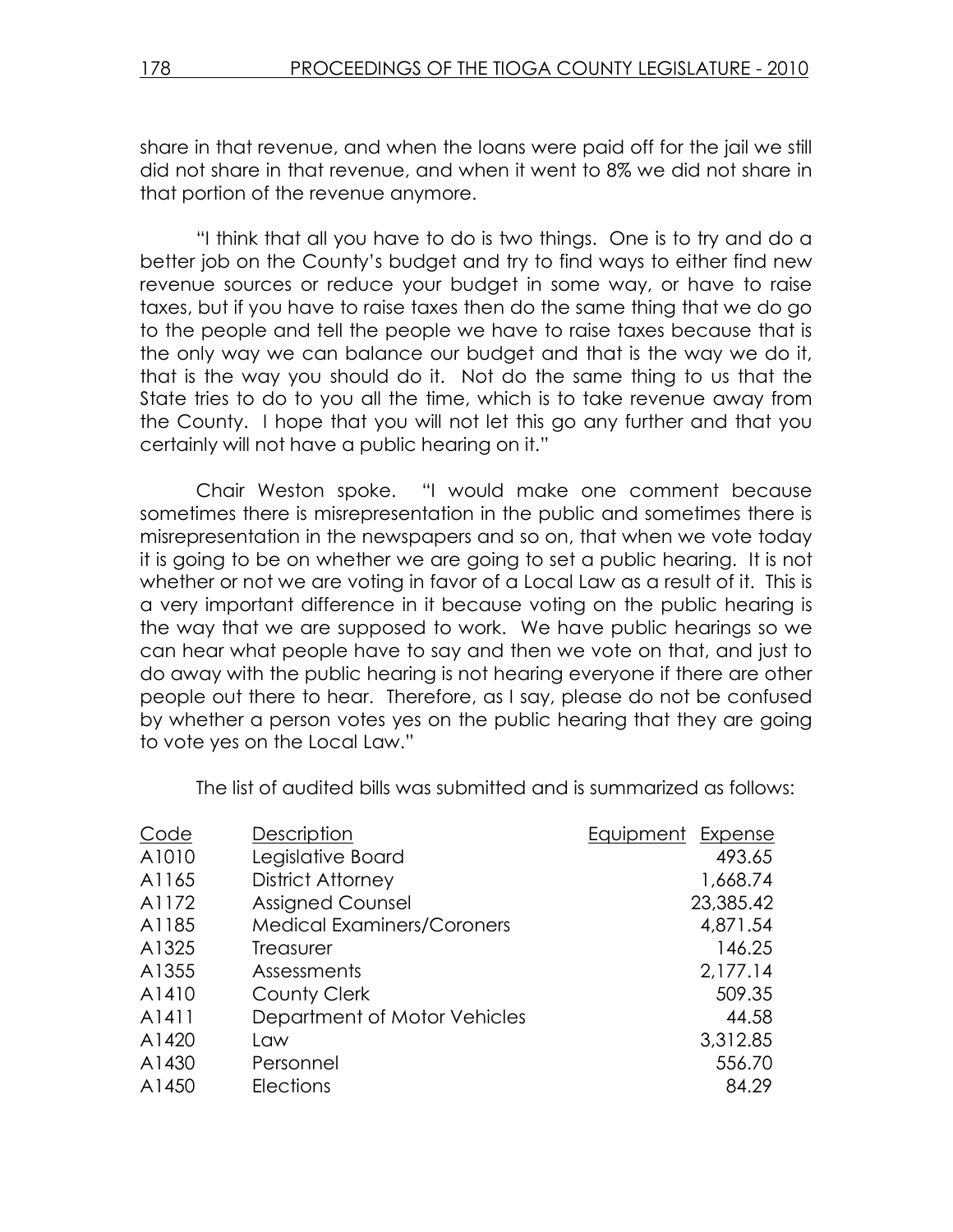share in that revenue, and when the loans were paid off for the jail we still did not share in that revenue, and when it went to 8% we did not share in that portion of the revenue anymore.

"I think that all you have to do is two things. One is to try and do a better job on the County's budget and try to find ways to either find new revenue sources or reduce your budget in some way, or have to raise taxes, but if you have to raise taxes then do the same thing that we do go to the people and tell the people we have to raise taxes because that is the only way we can balance our budget and that is the way we do it, that is the way you should do it. Not do the same thing to us that the State tries to do to you all the time, which is to take revenue away from the County. I hope that you will not let this go any further and that you certainly will not have a public hearing on it."

Chair Weston spoke. "I would make one comment because sometimes there is misrepresentation in the public and sometimes there is misrepresentation in the newspapers and so on, that when we vote today it is going to be on whether we are going to set a public hearing. It is not whether or not we are voting in favor of a Local Law as a result of it. This is a very important difference in it because voting on the public hearing is the way that we are supposed to work. We have public hearings so we can hear what people have to say and then we vote on that, and just to do away with the public hearing is not hearing everyone if there are other people out there to hear. Therefore, as I say, please do not be confused by whether a person votes yes on the public hearing that they are going to vote yes on the Local Law."

The list of audited bills was submitted and is summarized as follows:

| Code | Description | Equipment | Expense |
|---|---|---|---|
| A1010 | Legislative Board | | 493.65 |
| A1165 | District Attorney | | 1,668.74 |
| A1172 | Assigned Counsel | | 23,385.42 |
| A1185 | Medical Examiners/Coroners | | 4,871.54 |
| A1325 | Treasurer | | 146.25 |
| A1355 | Assessments | | 2,177.14 |
| A1410 | County Clerk | | 509.35 |
| A1411 | Department of Motor Vehicles | | 44.58 |
| A1420 | Law | | 3,312.85 |
| A1430 | Personnel | | 556.70 |
| A1450 | Elections | | 84.29 |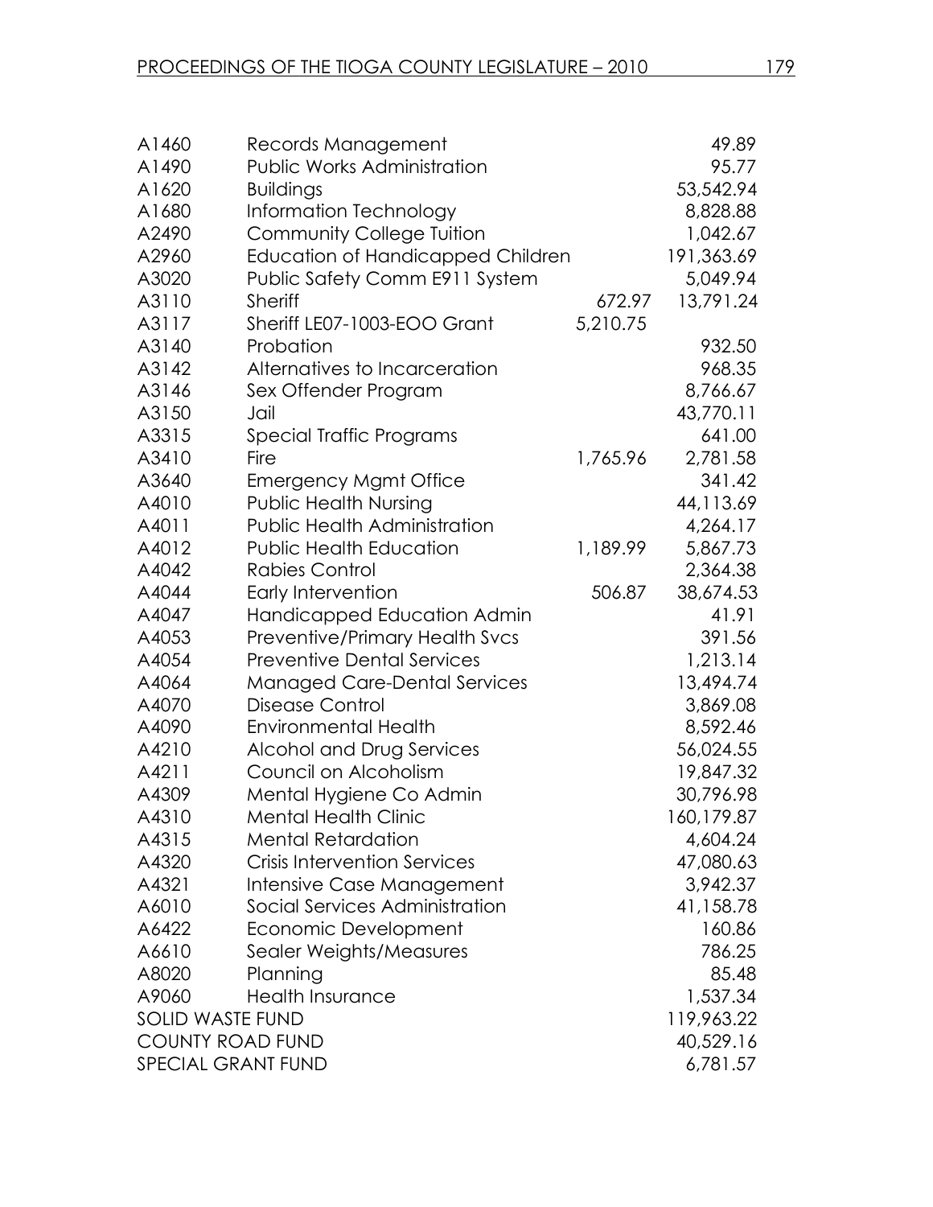| | | | |
|---|---|---|---|
| A1460 | Records Management | | 49.89 |
| A1490 | Public Works Administration | | 95.77 |
| A1620 | Buildings | | 53,542.94 |
| A1680 | Information Technology | | 8,828.88 |
| A2490 | Community College Tuition | | 1,042.67 |
| A2960 | Education of Handicapped Children | | 191,363.69 |
| A3020 | Public Safety Comm E911 System | | 5,049.94 |
| A3110 | Sheriff | 672.97 | 13,791.24 |
| A3117 | Sheriff LE07-1003-EOO Grant | 5,210.75 | |
| A3140 | Probation | | 932.50 |
| A3142 | Alternatives to Incarceration | | 968.35 |
| A3146 | Sex Offender Program | | 8,766.67 |
| A3150 | Jail | | 43,770.11 |
| A3315 | Special Traffic Programs | | 641.00 |
| A3410 | Fire | 1,765.96 | 2,781.58 |
| A3640 | Emergency Mgmt Office | | 341.42 |
| A4010 | Public Health Nursing | | 44,113.69 |
| A4011 | Public Health Administration | | 4,264.17 |
| A4012 | Public Health Education | 1,189.99 | 5,867.73 |
| A4042 | Rabies Control | | 2,364.38 |
| A4044 | Early Intervention | 506.87 | 38,674.53 |
| A4047 | Handicapped Education Admin | | 41.91 |
| A4053 | Preventive/Primary Health Svcs | | 391.56 |
| A4054 | Preventive Dental Services | | 1,213.14 |
| A4064 | Managed Care-Dental Services | | 13,494.74 |
| A4070 | Disease Control | | 3,869.08 |
| A4090 | Environmental Health | | 8,592.46 |
| A4210 | Alcohol and Drug Services | | 56,024.55 |
| A4211 | Council on Alcoholism | | 19,847.32 |
| A4309 | Mental Hygiene Co Admin | | 30,796.98 |
| A4310 | Mental Health Clinic | | 160,179.87 |
| A4315 | Mental Retardation | | 4,604.24 |
| A4320 | Crisis Intervention Services | | 47,080.63 |
| A4321 | Intensive Case Management | | 3,942.37 |
| A6010 | Social Services Administration | | 41,158.78 |
| A6422 | Economic Development | | 160.86 |
| A6610 | Sealer Weights/Measures | | 786.25 |
| A8020 | Planning | | 85.48 |
| A9060 | Health Insurance | | 1,537.34 |
| SOLID WASTE FUND | | | 119,963.22 |
| COUNTY ROAD FUND | | | 40,529.16 |
| SPECIAL GRANT FUND | | | 6,781.57 |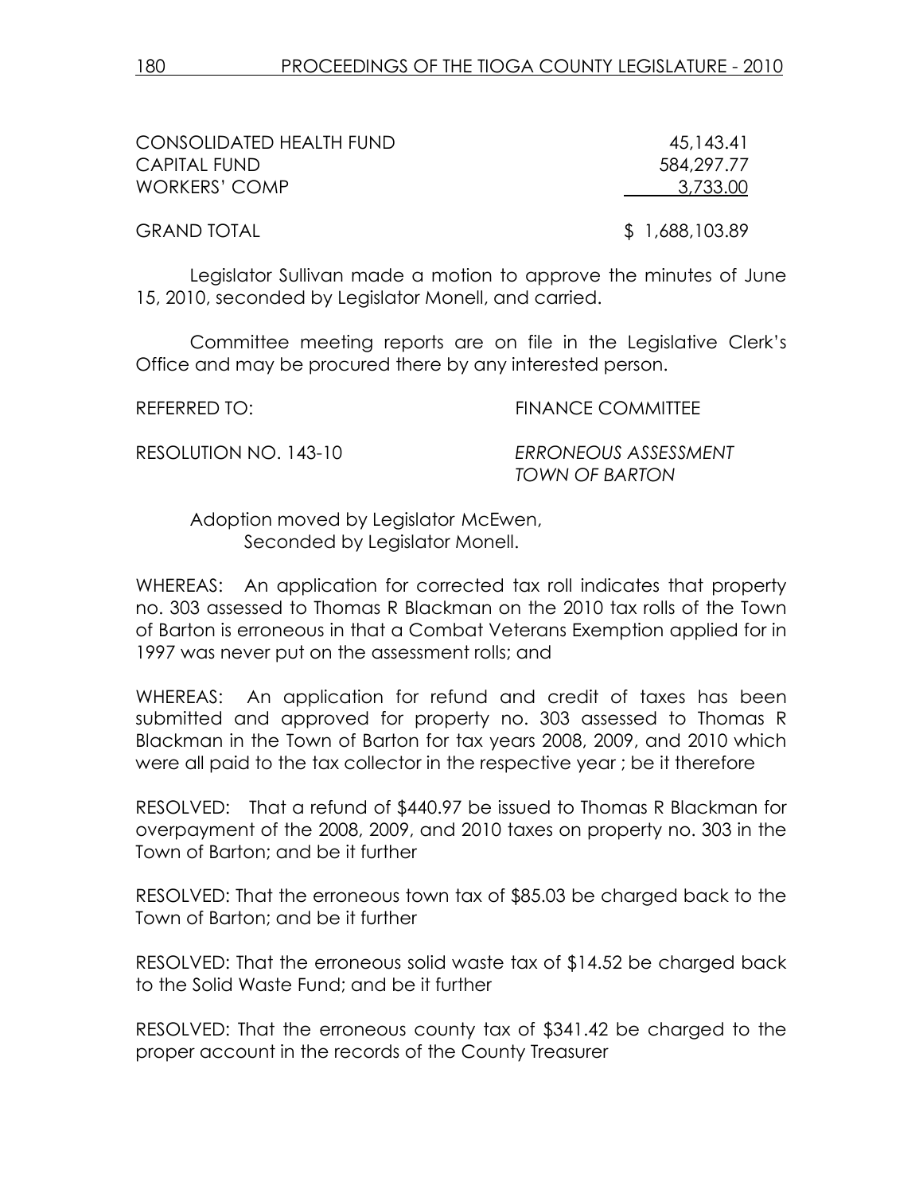| | |
|---|---|
| CONSOLIDATED HEALTH FUND | 45,143.41 |
| CAPITAL FUND | 584,297.77 |
| WORKERS' COMP | 3,733.00 |
| GRAND TOTAL | $ 1,688,103.89 |

Legislator Sullivan made a motion to approve the minutes of June 15, 2010, seconded by Legislator Monell, and carried.

Committee meeting reports are on file in the Legislative Clerk's Office and may be procured there by any interested person.

REFERRED TO: FINANCE COMMITTEE

RESOLUTION NO. 143-10 *ERRONEOUS ASSESSMENT TOWN OF BARTON*

Adoption moved by Legislator McEwen,
Seconded by Legislator Monell.

WHEREAS: An application for corrected tax roll indicates that property no. 303 assessed to Thomas R Blackman on the 2010 tax rolls of the Town of Barton is erroneous in that a Combat Veterans Exemption applied for in 1997 was never put on the assessment rolls; and

WHEREAS: An application for refund and credit of taxes has been submitted and approved for property no. 303 assessed to Thomas R Blackman in the Town of Barton for tax years 2008, 2009, and 2010 which were all paid to the tax collector in the respective year ; be it therefore

RESOLVED: That a refund of $440.97 be issued to Thomas R Blackman for overpayment of the 2008, 2009, and 2010 taxes on property no. 303 in the Town of Barton; and be it further

RESOLVED: That the erroneous town tax of $85.03 be charged back to the Town of Barton; and be it further

RESOLVED: That the erroneous solid waste tax of $14.52 be charged back to the Solid Waste Fund; and be it further

RESOLVED: That the erroneous county tax of $341.42 be charged to the proper account in the records of the County Treasurer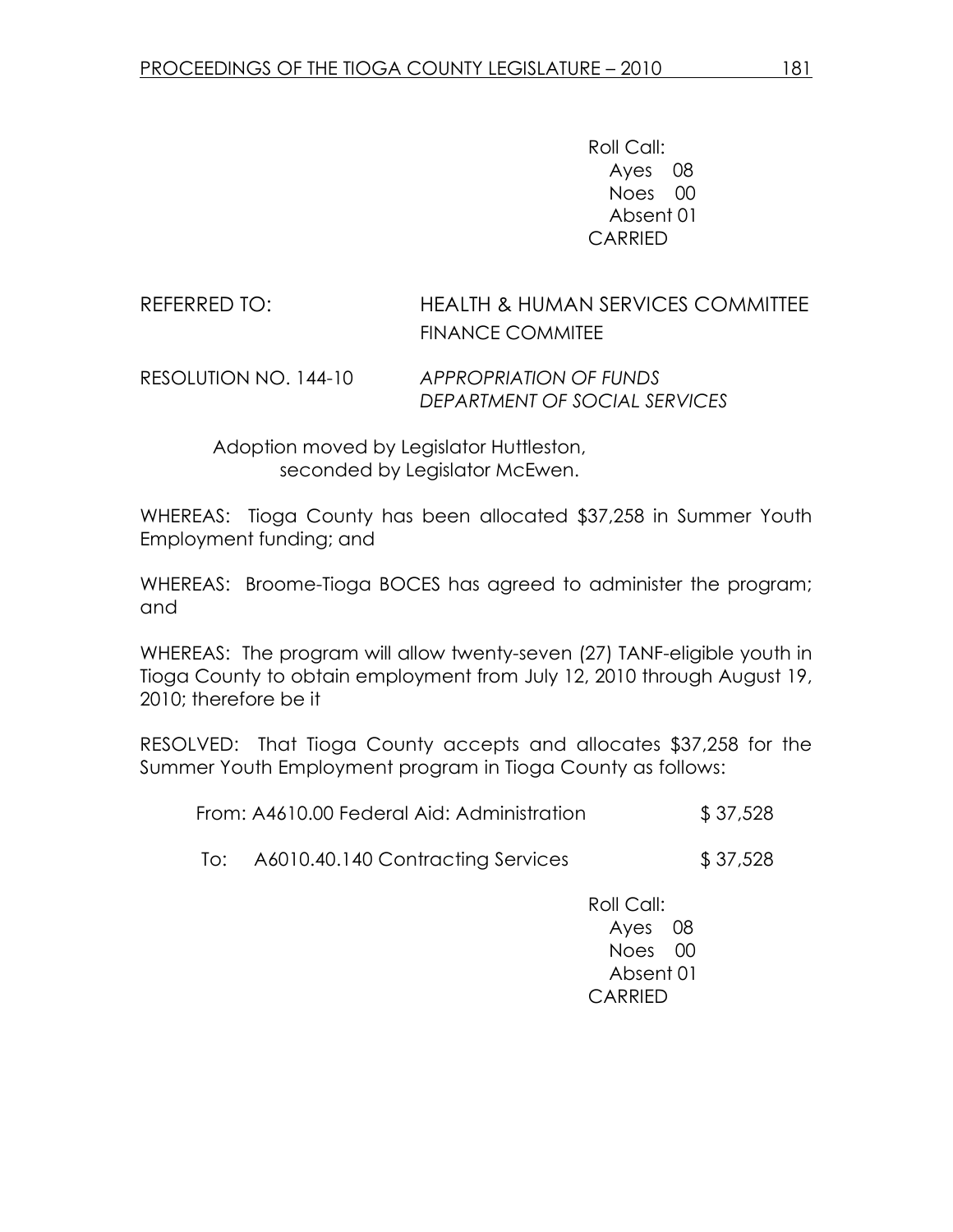Roll Call:
Ayes 08
Noes 00
Absent 01
CARRIED

REFERRED TO: HEALTH & HUMAN SERVICES COMMITTEE
FINANCE COMMITEE

RESOLUTION NO. 144-10 *APPROPRIATION OF FUNDS*
*DEPARTMENT OF SOCIAL SERVICES*

Adoption moved by Legislator Huttleston, seconded by Legislator McEwen.

WHEREAS: Tioga County has been allocated $37,258 in Summer Youth Employment funding; and

WHEREAS: Broome-Tioga BOCES has agreed to administer the program; and

WHEREAS: The program will allow twenty-seven (27) TANF-eligible youth in Tioga County to obtain employment from July 12, 2010 through August 19, 2010; therefore be it

RESOLVED: That Tioga County accepts and allocates $37,258 for the Summer Youth Employment program in Tioga County as follows:

| | | |
|---|---|---|
| From: | A4610.00 Federal Aid: Administration | $ 37,528 |
| To: | A6010.40.140 Contracting Services | $ 37,528 |

Roll Call:
Ayes 08
Noes 00
Absent 01
CARRIED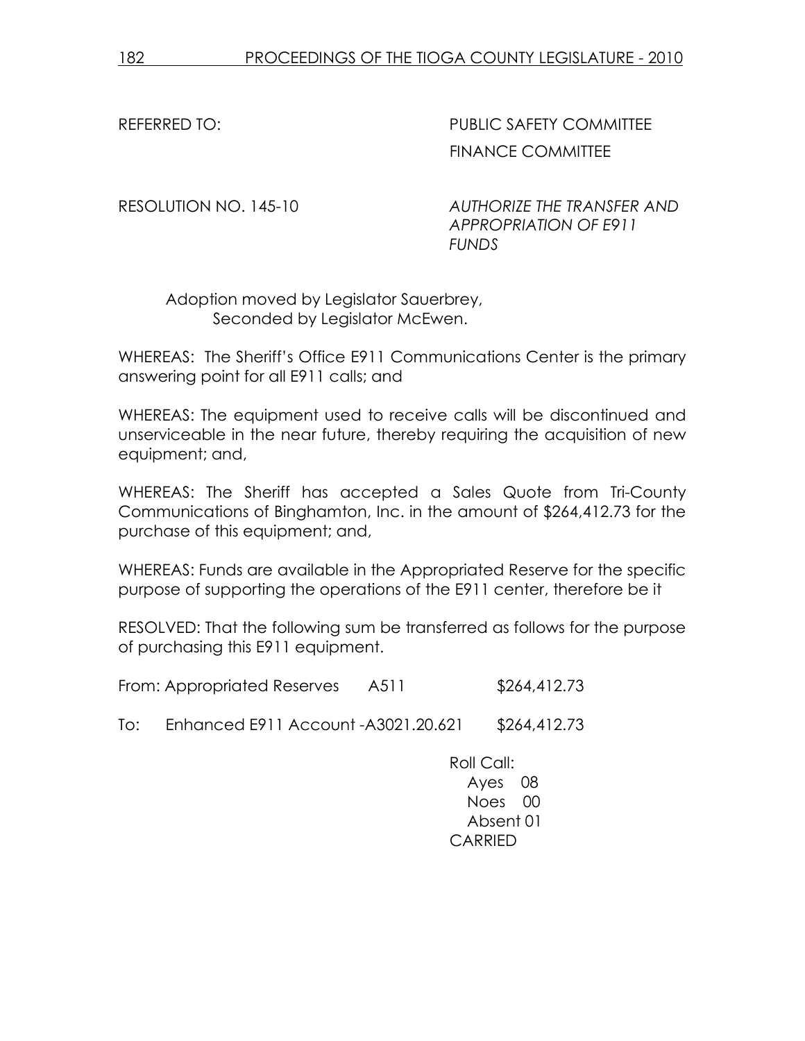REFERRED TO: PUBLIC SAFETY COMMITTEE
FINANCE COMMITTEE

RESOLUTION NO. 145-10 *AUTHORIZE THE TRANSFER AND APPROPRIATION OF E911 FUNDS*

Adoption moved by Legislator Sauerbrey,
Seconded by Legislator McEwen.

WHEREAS: The Sheriff's Office E911 Communications Center is the primary answering point for all E911 calls; and

WHEREAS: The equipment used to receive calls will be discontinued and unserviceable in the near future, thereby requiring the acquisition of new equipment; and,

WHEREAS: The Sheriff has accepted a Sales Quote from Tri-County Communications of Binghamton, Inc. in the amount of $264,412.73 for the purchase of this equipment; and,

WHEREAS: Funds are available in the Appropriated Reserve for the specific purpose of supporting the operations of the E911 center, therefore be it

RESOLVED: That the following sum be transferred as follows for the purpose of purchasing this E911 equipment.

From: Appropriated Reserves A511 $264,412.73

To: Enhanced E911 Account -A3021.20.621 $264,412.73

Roll Call:
Ayes 08
Noes 00
Absent 01
CARRIED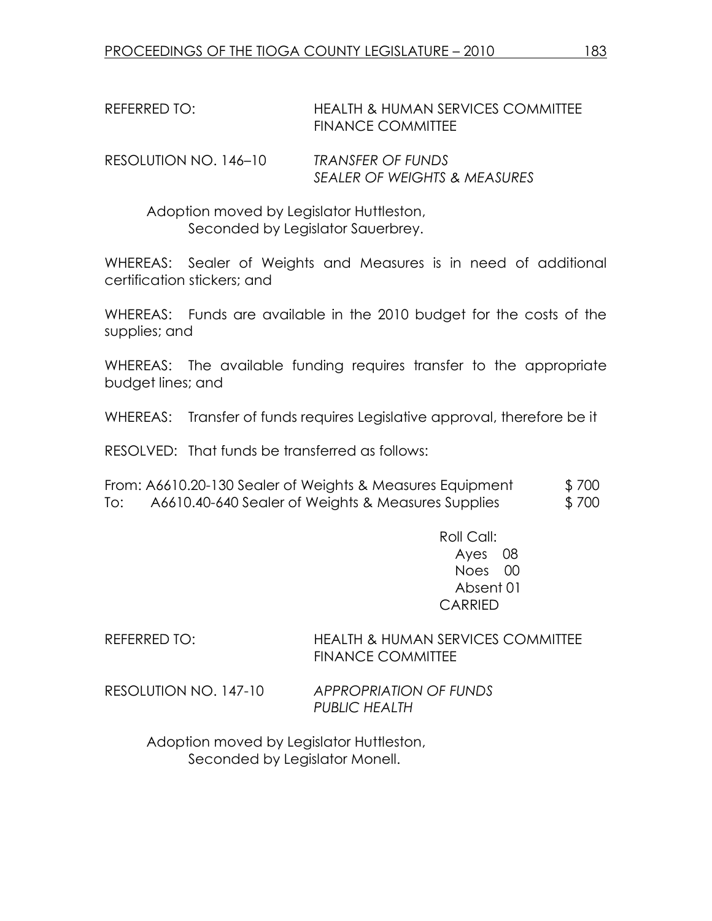REFERRED TO: HEALTH & HUMAN SERVICES COMMITTEE
FINANCE COMMITTEE

RESOLUTION NO. 146–10 *TRANSFER OF FUNDS*
*SEALER OF WEIGHTS & MEASURES*

Adoption moved by Legislator Huttleston,
Seconded by Legislator Sauerbrey.

WHEREAS: Sealer of Weights and Measures is in need of additional certification stickers; and

WHEREAS: Funds are available in the 2010 budget for the costs of the supplies; and

WHEREAS: The available funding requires transfer to the appropriate budget lines; and

WHEREAS: Transfer of funds requires Legislative approval, therefore be it

RESOLVED: That funds be transferred as follows:

| | | |
|---|---|---|
| From: | A6610.20-130 Sealer of Weights & Measures Equipment | $ 700 |
| To: | A6610.40-640 Sealer of Weights & Measures Supplies | $ 700 |

Roll Call:
Ayes 08
Noes 00
Absent 01
CARRIED

REFERRED TO: HEALTH & HUMAN SERVICES COMMITTEE
FINANCE COMMITTEE

RESOLUTION NO. 147-10 *APPROPRIATION OF FUNDS*
*PUBLIC HEALTH*

Adoption moved by Legislator Huttleston,
Seconded by Legislator Monell.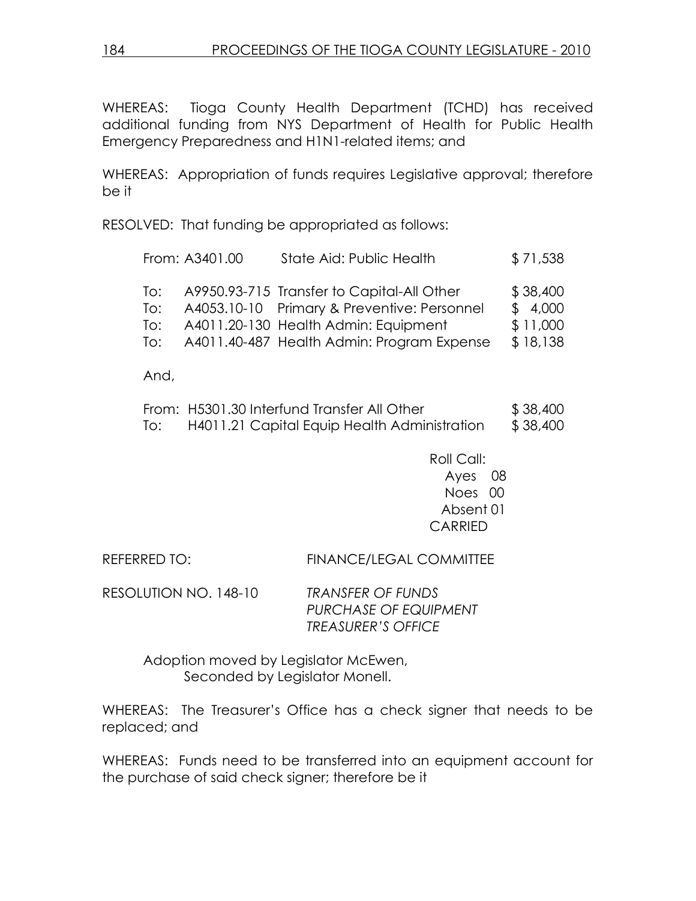WHEREAS: Tioga County Health Department (TCHD) has received additional funding from NYS Department of Health for Public Health Emergency Preparedness and H1N1-related items; and

WHEREAS: Appropriation of funds requires Legislative approval; therefore be it

RESOLVED: That funding be appropriated as follows:

| | | | |
|---|---|---|---|
| From: | A3401.00 | State Aid: Public Health | $ 71,538 |
| To: | A9950.93-715 | Transfer to Capital-All Other | $ 38,400 |
| To: | A4053.10-10 | Primary & Preventive: Personnel | $ 4,000 |
| To: | A4011.20-130 | Health Admin: Equipment | $ 11,000 |
| To: | A4011.40-487 | Health Admin: Program Expense | $ 18,138 |

And,

| | | | |
|---|---|---|---|
| From: | H5301.30 | Interfund Transfer All Other | $ 38,400 |
| To: | H4011.21 | Capital Equip Health Administration | $ 38,400 |

Roll Call:
Ayes 08
Noes 00
Absent 01
CARRIED

REFERRED TO: FINANCE/LEGAL COMMITTEE

RESOLUTION NO. 148-10 *TRANSFER OF FUNDS*
*PURCHASE OF EQUIPMENT*
*TREASURER'S OFFICE*

Adoption moved by Legislator McEwen,
Seconded by Legislator Monell.

WHEREAS: The Treasurer's Office has a check signer that needs to be replaced; and

WHEREAS: Funds need to be transferred into an equipment account for the purchase of said check signer; therefore be it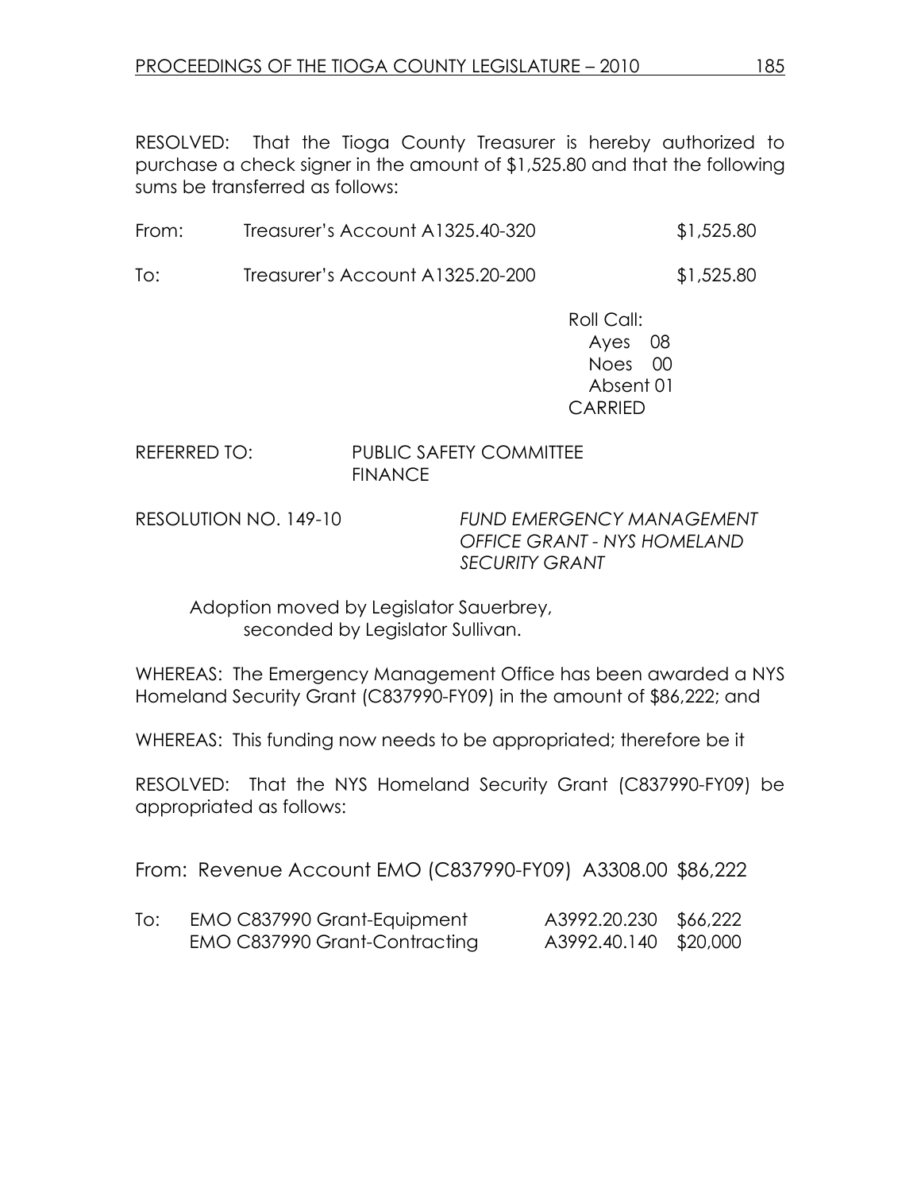RESOLVED: That the Tioga County Treasurer is hereby authorized to purchase a check signer in the amount of $1,525.80 and that the following sums be transferred as follows:

| | | |
|---|---|---|
| From: | Treasurer's Account A1325.40-320 | $1,525.80 |
| To: | Treasurer's Account A1325.20-200 | $1,525.80 |

Roll Call:
Ayes 08
Noes 00
Absent 01
CARRIED

REFERRED TO: PUBLIC SAFETY COMMITTEE
FINANCE

RESOLUTION NO. 149-10 *FUND EMERGENCY MANAGEMENT OFFICE GRANT - NYS HOMELAND SECURITY GRANT*

Adoption moved by Legislator Sauerbrey, seconded by Legislator Sullivan.

WHEREAS: The Emergency Management Office has been awarded a NYS Homeland Security Grant (C837990-FY09) in the amount of $86,222; and

WHEREAS: This funding now needs to be appropriated; therefore be it

RESOLVED: That the NYS Homeland Security Grant (C837990-FY09) be appropriated as follows:

From: Revenue Account EMO (C837990-FY09) A3308.00 $86,222

| | | | |
|---|---|---|---|
| To: | EMO C837990 Grant-Equipment | A3992.20.230 | $66,222 |
| | EMO C837990 Grant-Contracting | A3992.40.140 | $20,000 |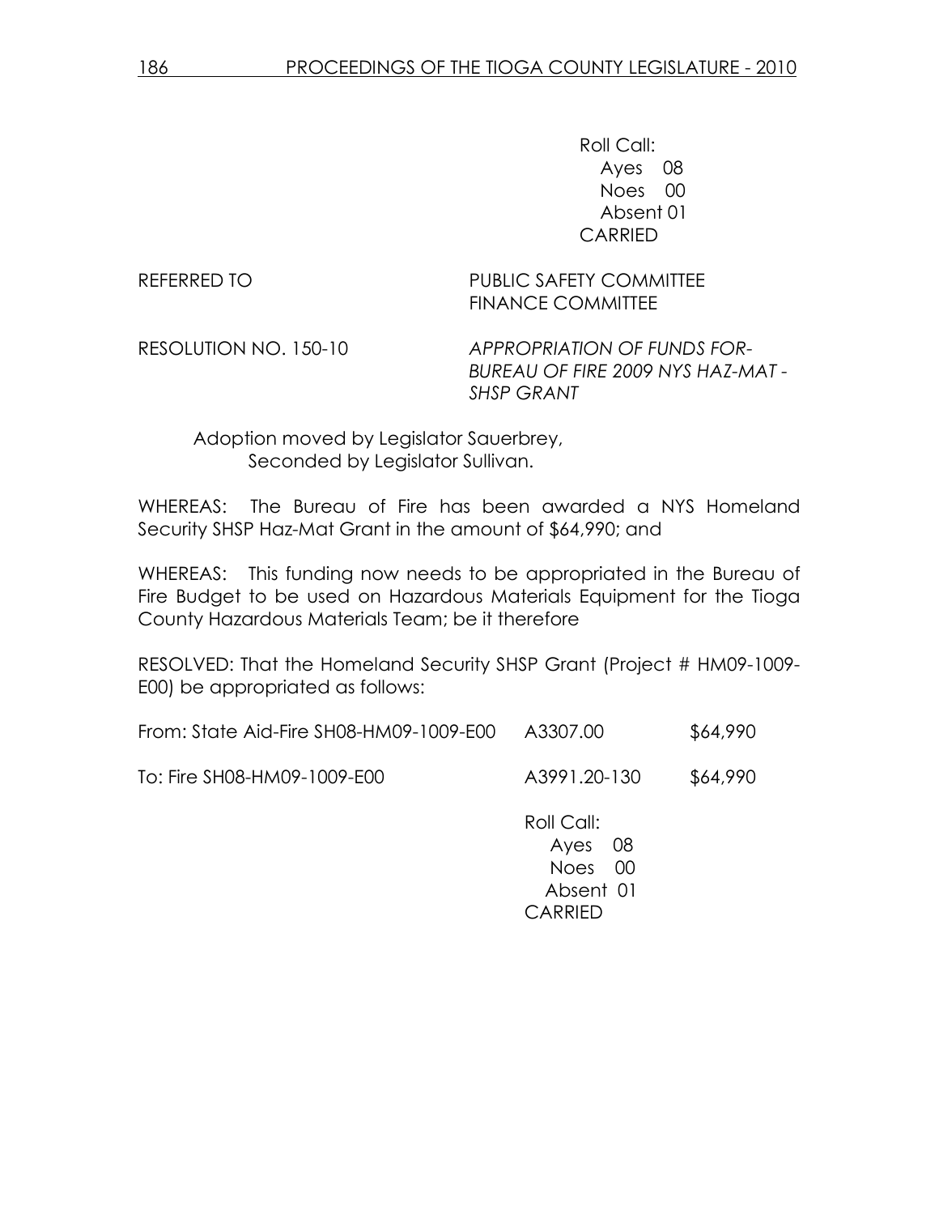Roll Call:
Ayes 08
Noes 00
Absent 01
CARRIED

REFERRED TO PUBLIC SAFETY COMMITTEE
FINANCE COMMITTEE

RESOLUTION NO. 150-10 *APPROPRIATION OF FUNDS FOR- BUREAU OF FIRE 2009 NYS HAZ-MAT - SHSP GRANT*

Adoption moved by Legislator Sauerbrey,
Seconded by Legislator Sullivan.

WHEREAS: The Bureau of Fire has been awarded a NYS Homeland Security SHSP Haz-Mat Grant in the amount of $64,990; and

WHEREAS: This funding now needs to be appropriated in the Bureau of Fire Budget to be used on Hazardous Materials Equipment for the Tioga County Hazardous Materials Team; be it therefore

RESOLVED: That the Homeland Security SHSP Grant (Project # HM09-1009-E00) be appropriated as follows:

| | | |
|---|---|---|
| From: State Aid-Fire SH08-HM09-1009-E00 | A3307.00 | $64,990 |
| To: Fire SH08-HM09-1009-E00 | A3991.20-130 | $64,990 |

Roll Call:
Ayes 08
Noes 00
Absent 01
CARRIED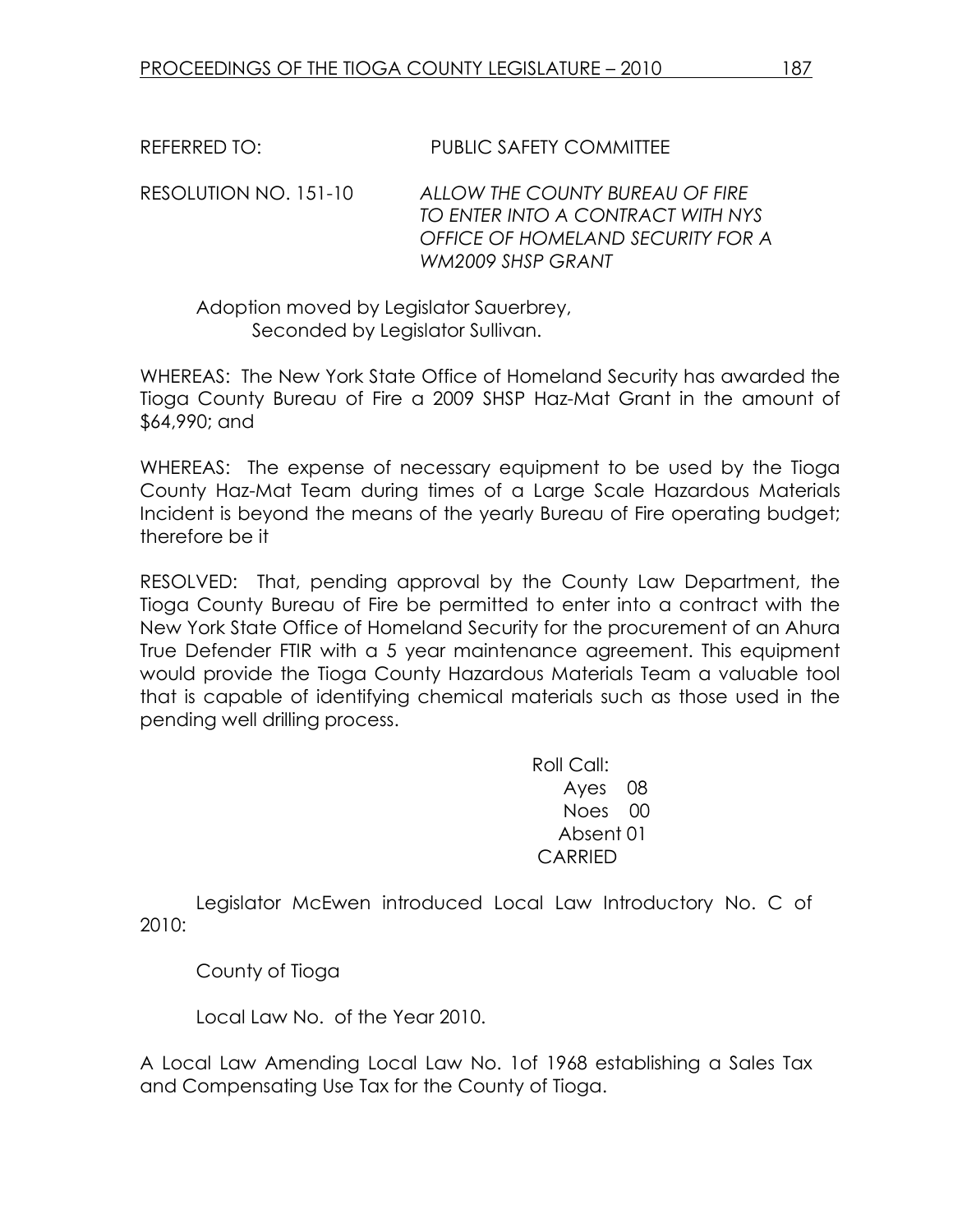REFERRED TO: PUBLIC SAFETY COMMITTEE

RESOLUTION NO. 151-10 *ALLOW THE COUNTY BUREAU OF FIRE TO ENTER INTO A CONTRACT WITH NYS OFFICE OF HOMELAND SECURITY FOR A WM2009 SHSP GRANT*

Adoption moved by Legislator Sauerbrey,
Seconded by Legislator Sullivan.

WHEREAS: The New York State Office of Homeland Security has awarded the Tioga County Bureau of Fire a 2009 SHSP Haz-Mat Grant in the amount of $64,990; and

WHEREAS: The expense of necessary equipment to be used by the Tioga County Haz-Mat Team during times of a Large Scale Hazardous Materials Incident is beyond the means of the yearly Bureau of Fire operating budget; therefore be it

RESOLVED: That, pending approval by the County Law Department, the Tioga County Bureau of Fire be permitted to enter into a contract with the New York State Office of Homeland Security for the procurement of an Ahura True Defender FTIR with a 5 year maintenance agreement. This equipment would provide the Tioga County Hazardous Materials Team a valuable tool that is capable of identifying chemical materials such as those used in the pending well drilling process.

Roll Call:
Ayes 08
Noes 00
Absent 01
CARRIED

Legislator McEwen introduced Local Law Introductory No. C of 2010:

County of Tioga

Local Law No. of the Year 2010.

A Local Law Amending Local Law No. 1of 1968 establishing a Sales Tax and Compensating Use Tax for the County of Tioga.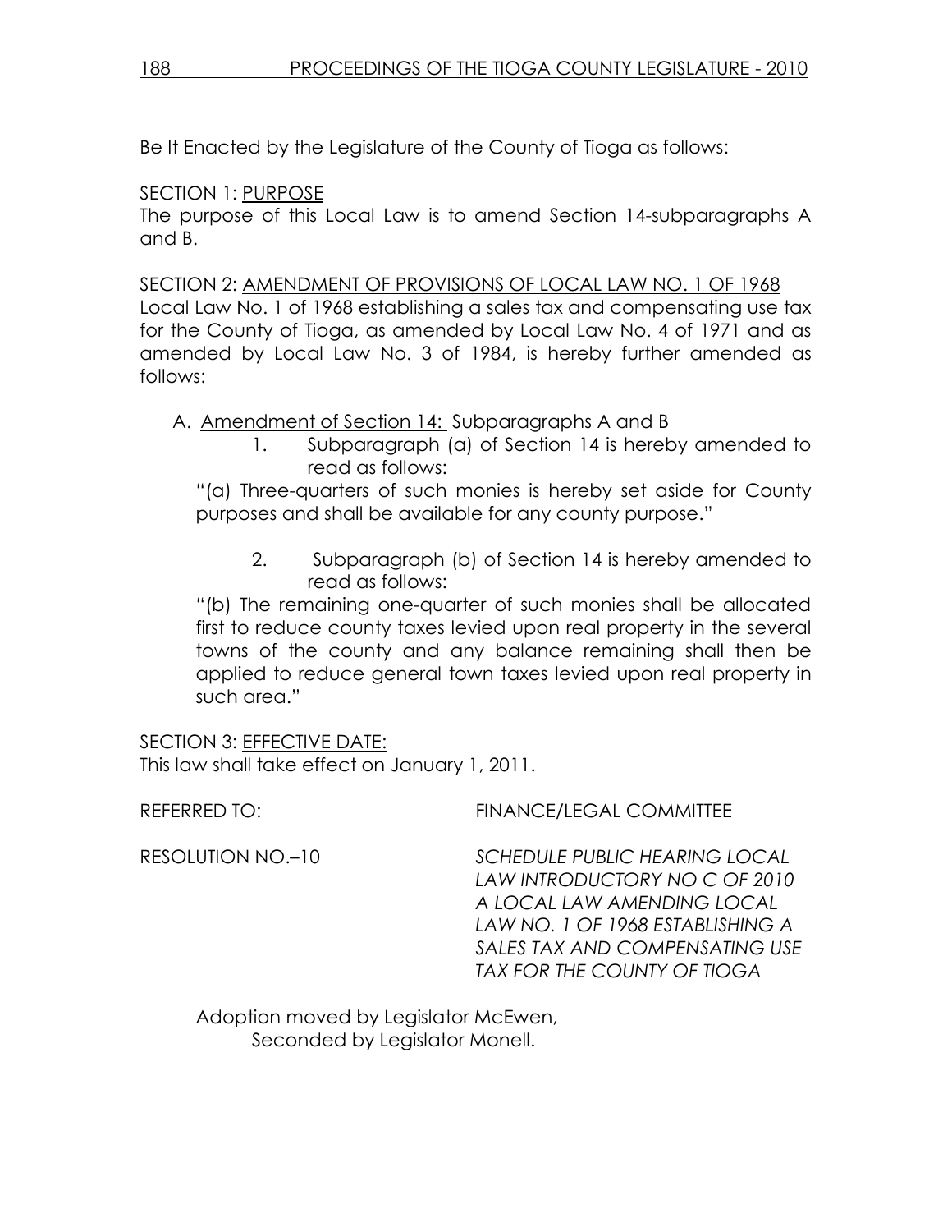Be It Enacted by the Legislature of the County of Tioga as follows:

SECTION 1: PURPOSE
The purpose of this Local Law is to amend Section 14-subparagraphs A and B.

SECTION 2: AMENDMENT OF PROVISIONS OF LOCAL LAW NO. 1 OF 1968
Local Law No. 1 of 1968 establishing a sales tax and compensating use tax for the County of Tioga, as amended by Local Law No. 4 of 1971 and as amended by Local Law No. 3 of 1984, is hereby further amended as follows:

A. Amendment of Section 14: Subparagraphs A and B

  1. Subparagraph (a) of Section 14 is hereby amended to read as follows:

"(a) Three-quarters of such monies is hereby set aside for County purposes and shall be available for any county purpose."

  2. Subparagraph (b) of Section 14 is hereby amended to read as follows:

"(b) The remaining one-quarter of such monies shall be allocated first to reduce county taxes levied upon real property in the several towns of the county and any balance remaining shall then be applied to reduce general town taxes levied upon real property in such area."

SECTION 3: EFFECTIVE DATE:
This law shall take effect on January 1, 2011.

REFERRED TO: FINANCE/LEGAL COMMITTEE

RESOLUTION NO.–10 *SCHEDULE PUBLIC HEARING LOCAL LAW INTRODUCTORY NO C OF 2010 A LOCAL LAW AMENDING LOCAL LAW NO. 1 OF 1968 ESTABLISHING A SALES TAX AND COMPENSATING USE TAX FOR THE COUNTY OF TIOGA*

Adoption moved by Legislator McEwen,
Seconded by Legislator Monell.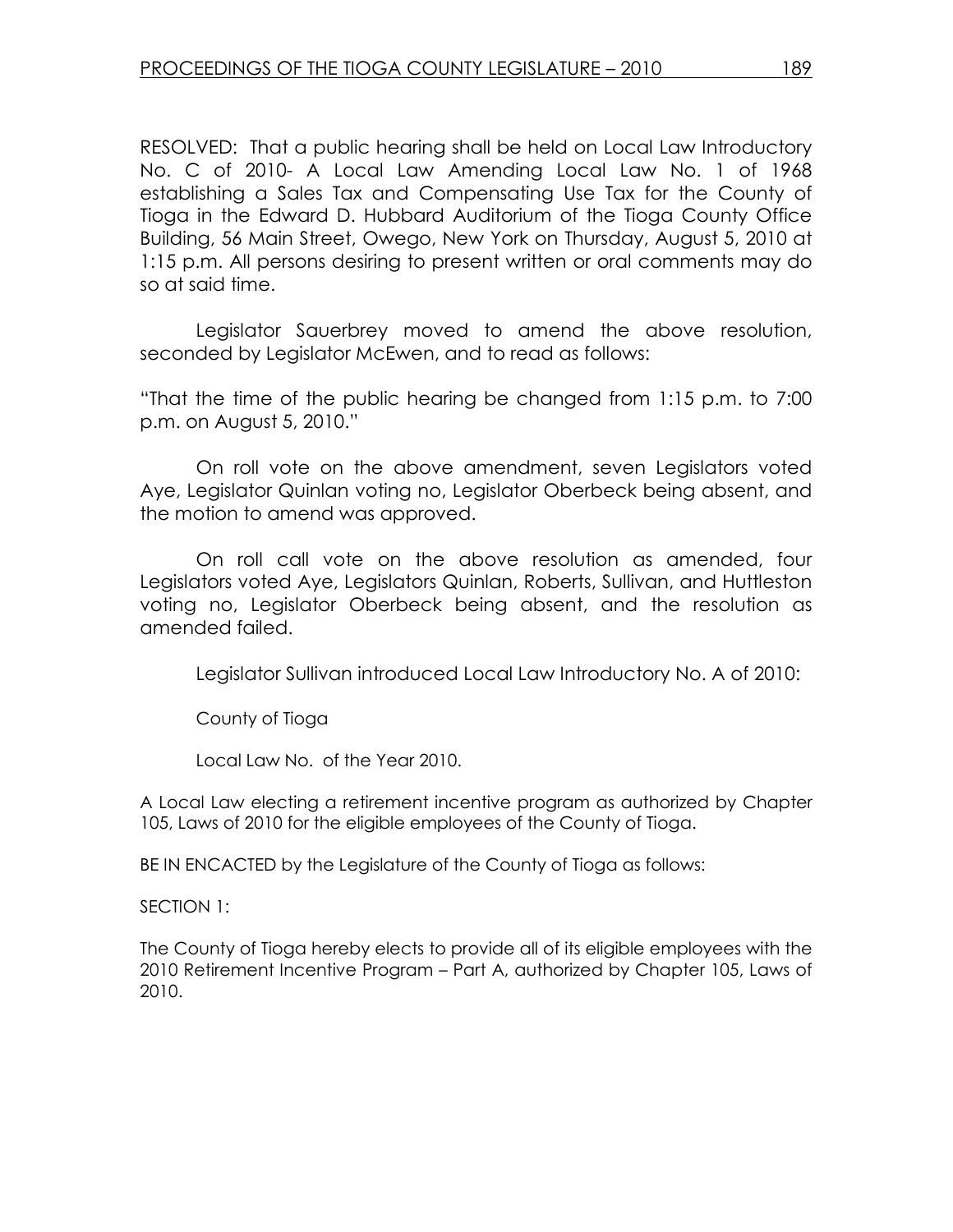RESOLVED: That a public hearing shall be held on Local Law Introductory No. C of 2010- A Local Law Amending Local Law No. 1 of 1968 establishing a Sales Tax and Compensating Use Tax for the County of Tioga in the Edward D. Hubbard Auditorium of the Tioga County Office Building, 56 Main Street, Owego, New York on Thursday, August 5, 2010 at 1:15 p.m. All persons desiring to present written or oral comments may do so at said time.

Legislator Sauerbrey moved to amend the above resolution, seconded by Legislator McEwen, and to read as follows:

"That the time of the public hearing be changed from 1:15 p.m. to 7:00 p.m. on August 5, 2010."

On roll vote on the above amendment, seven Legislators voted Aye, Legislator Quinlan voting no, Legislator Oberbeck being absent, and the motion to amend was approved.

On roll call vote on the above resolution as amended, four Legislators voted Aye, Legislators Quinlan, Roberts, Sullivan, and Huttleston voting no, Legislator Oberbeck being absent, and the resolution as amended failed.

Legislator Sullivan introduced Local Law Introductory No. A of 2010:

County of Tioga

Local Law No. of the Year 2010.

A Local Law electing a retirement incentive program as authorized by Chapter 105, Laws of 2010 for the eligible employees of the County of Tioga.

BE IN ENCACTED by the Legislature of the County of Tioga as follows:

SECTION 1:

The County of Tioga hereby elects to provide all of its eligible employees with the 2010 Retirement Incentive Program – Part A, authorized by Chapter 105, Laws of 2010.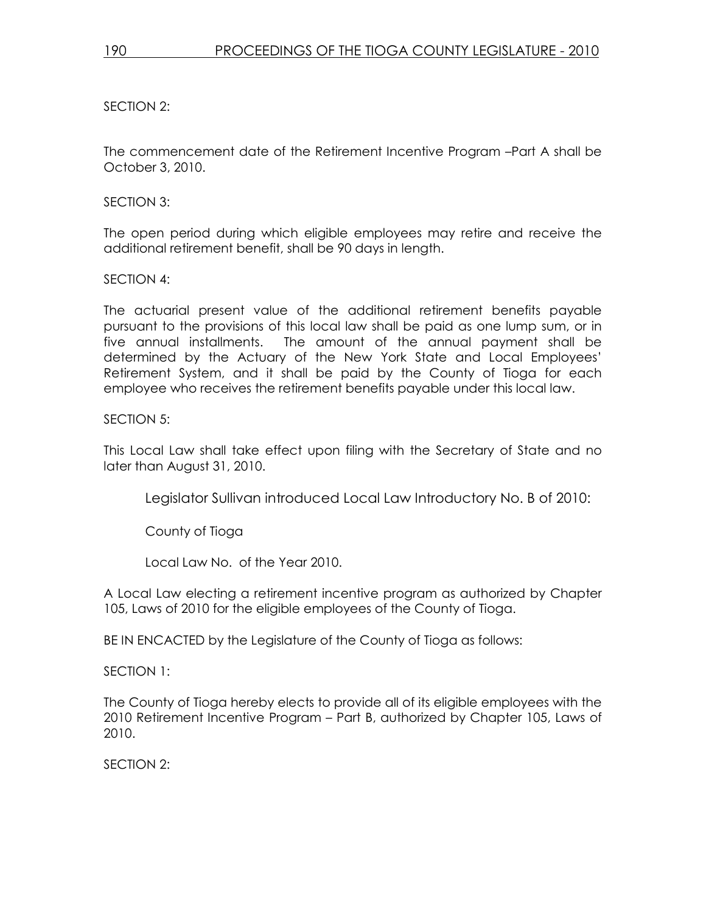SECTION 2:

The commencement date of the Retirement Incentive Program –Part A shall be October 3, 2010.

SECTION 3:

The open period during which eligible employees may retire and receive the additional retirement benefit, shall be 90 days in length.

SECTION 4:

The actuarial present value of the additional retirement benefits payable pursuant to the provisions of this local law shall be paid as one lump sum, or in five annual installments. The amount of the annual payment shall be determined by the Actuary of the New York State and Local Employees' Retirement System, and it shall be paid by the County of Tioga for each employee who receives the retirement benefits payable under this local law.

SECTION 5:

This Local Law shall take effect upon filing with the Secretary of State and no later than August 31, 2010.

Legislator Sullivan introduced Local Law Introductory No. B of 2010:

County of Tioga

Local Law No. of the Year 2010.

A Local Law electing a retirement incentive program as authorized by Chapter 105, Laws of 2010 for the eligible employees of the County of Tioga.

BE IN ENCACTED by the Legislature of the County of Tioga as follows:

SECTION 1:

The County of Tioga hereby elects to provide all of its eligible employees with the 2010 Retirement Incentive Program – Part B, authorized by Chapter 105, Laws of 2010.

SECTION 2: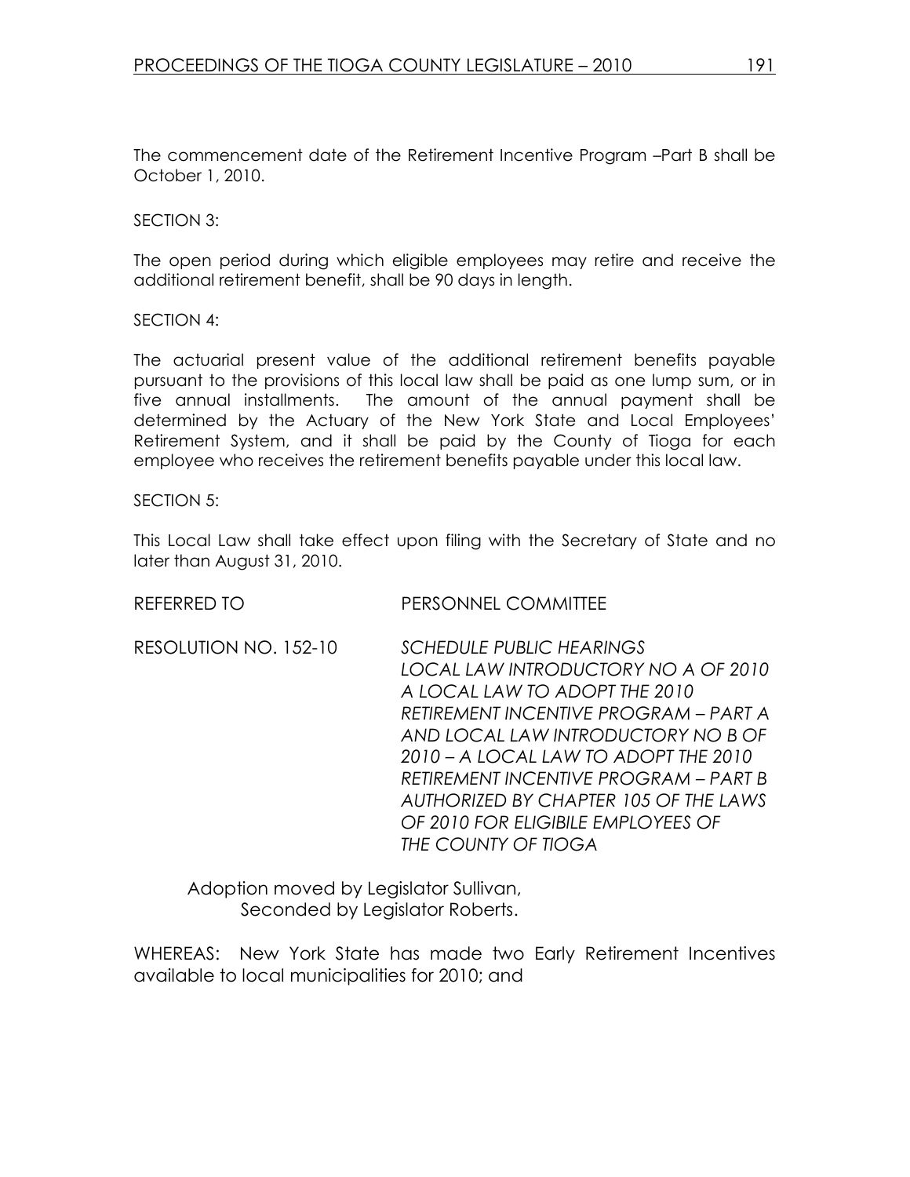The commencement date of the Retirement Incentive Program –Part B shall be October 1, 2010.

SECTION 3:

The open period during which eligible employees may retire and receive the additional retirement benefit, shall be 90 days in length.

SECTION 4:

The actuarial present value of the additional retirement benefits payable pursuant to the provisions of this local law shall be paid as one lump sum, or in five annual installments. The amount of the annual payment shall be determined by the Actuary of the New York State and Local Employees' Retirement System, and it shall be paid by the County of Tioga for each employee who receives the retirement benefits payable under this local law.

SECTION 5:

This Local Law shall take effect upon filing with the Secretary of State and no later than August 31, 2010.

REFERRED TO PERSONNEL COMMITTEE

RESOLUTION NO. 152-10 *SCHEDULE PUBLIC HEARINGS LOCAL LAW INTRODUCTORY NO A OF 2010 A LOCAL LAW TO ADOPT THE 2010 RETIREMENT INCENTIVE PROGRAM – PART A AND LOCAL LAW INTRODUCTORY NO B OF 2010 – A LOCAL LAW TO ADOPT THE 2010 RETIREMENT INCENTIVE PROGRAM – PART B AUTHORIZED BY CHAPTER 105 OF THE LAWS OF 2010 FOR ELIGIBILE EMPLOYEES OF THE COUNTY OF TIOGA*

Adoption moved by Legislator Sullivan,
Seconded by Legislator Roberts.

WHEREAS: New York State has made two Early Retirement Incentives available to local municipalities for 2010; and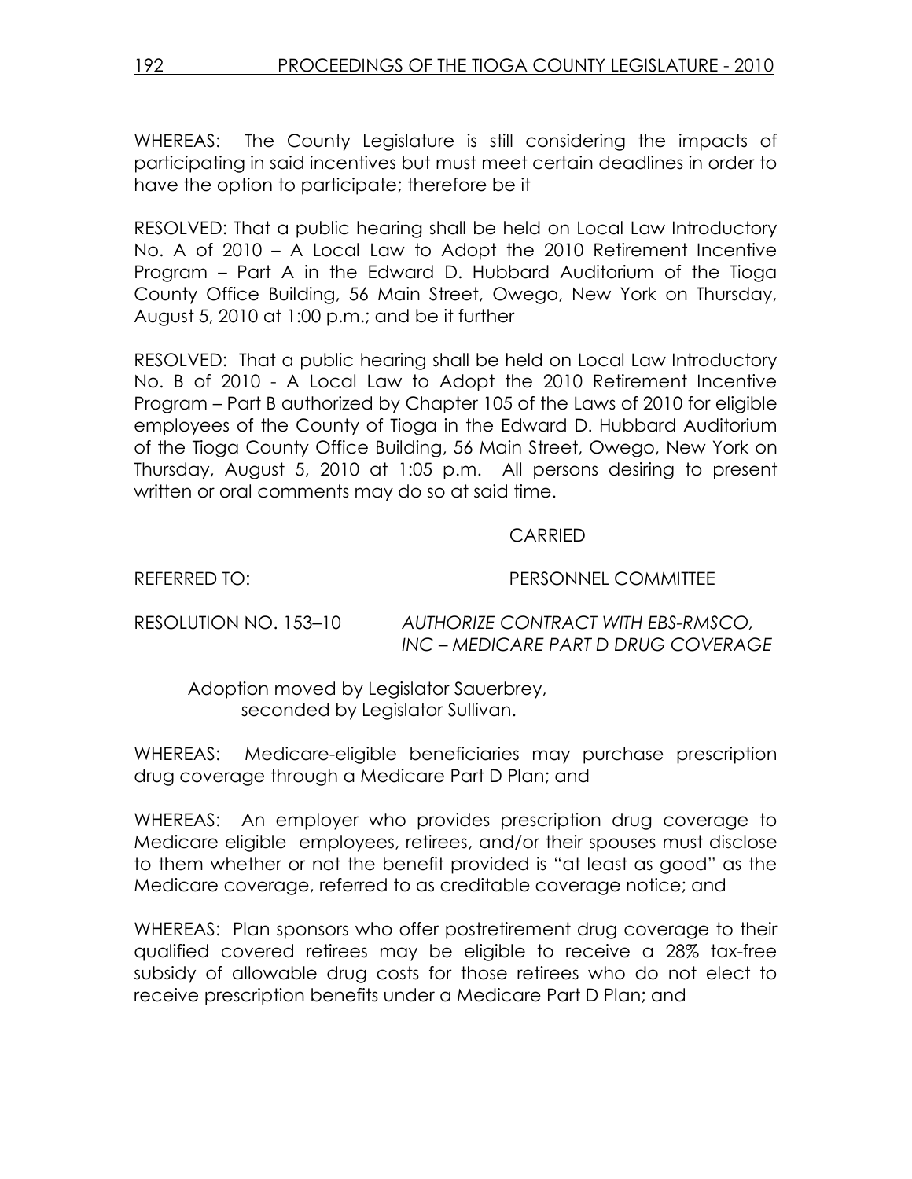WHEREAS: The County Legislature is still considering the impacts of participating in said incentives but must meet certain deadlines in order to have the option to participate; therefore be it

RESOLVED: That a public hearing shall be held on Local Law Introductory No. A of 2010 – A Local Law to Adopt the 2010 Retirement Incentive Program – Part A in the Edward D. Hubbard Auditorium of the Tioga County Office Building, 56 Main Street, Owego, New York on Thursday, August 5, 2010 at 1:00 p.m.; and be it further

RESOLVED: That a public hearing shall be held on Local Law Introductory No. B of 2010 - A Local Law to Adopt the 2010 Retirement Incentive Program – Part B authorized by Chapter 105 of the Laws of 2010 for eligible employees of the County of Tioga in the Edward D. Hubbard Auditorium of the Tioga County Office Building, 56 Main Street, Owego, New York on Thursday, August 5, 2010 at 1:05 p.m. All persons desiring to present written or oral comments may do so at said time.

CARRIED

REFERRED TO: PERSONNEL COMMITTEE

RESOLUTION NO. 153–10 *AUTHORIZE CONTRACT WITH EBS-RMSCO, INC – MEDICARE PART D DRUG COVERAGE*

Adoption moved by Legislator Sauerbrey, seconded by Legislator Sullivan.

WHEREAS: Medicare-eligible beneficiaries may purchase prescription drug coverage through a Medicare Part D Plan; and

WHEREAS: An employer who provides prescription drug coverage to Medicare eligible employees, retirees, and/or their spouses must disclose to them whether or not the benefit provided is "at least as good" as the Medicare coverage, referred to as creditable coverage notice; and

WHEREAS: Plan sponsors who offer postretirement drug coverage to their qualified covered retirees may be eligible to receive a 28% tax-free subsidy of allowable drug costs for those retirees who do not elect to receive prescription benefits under a Medicare Part D Plan; and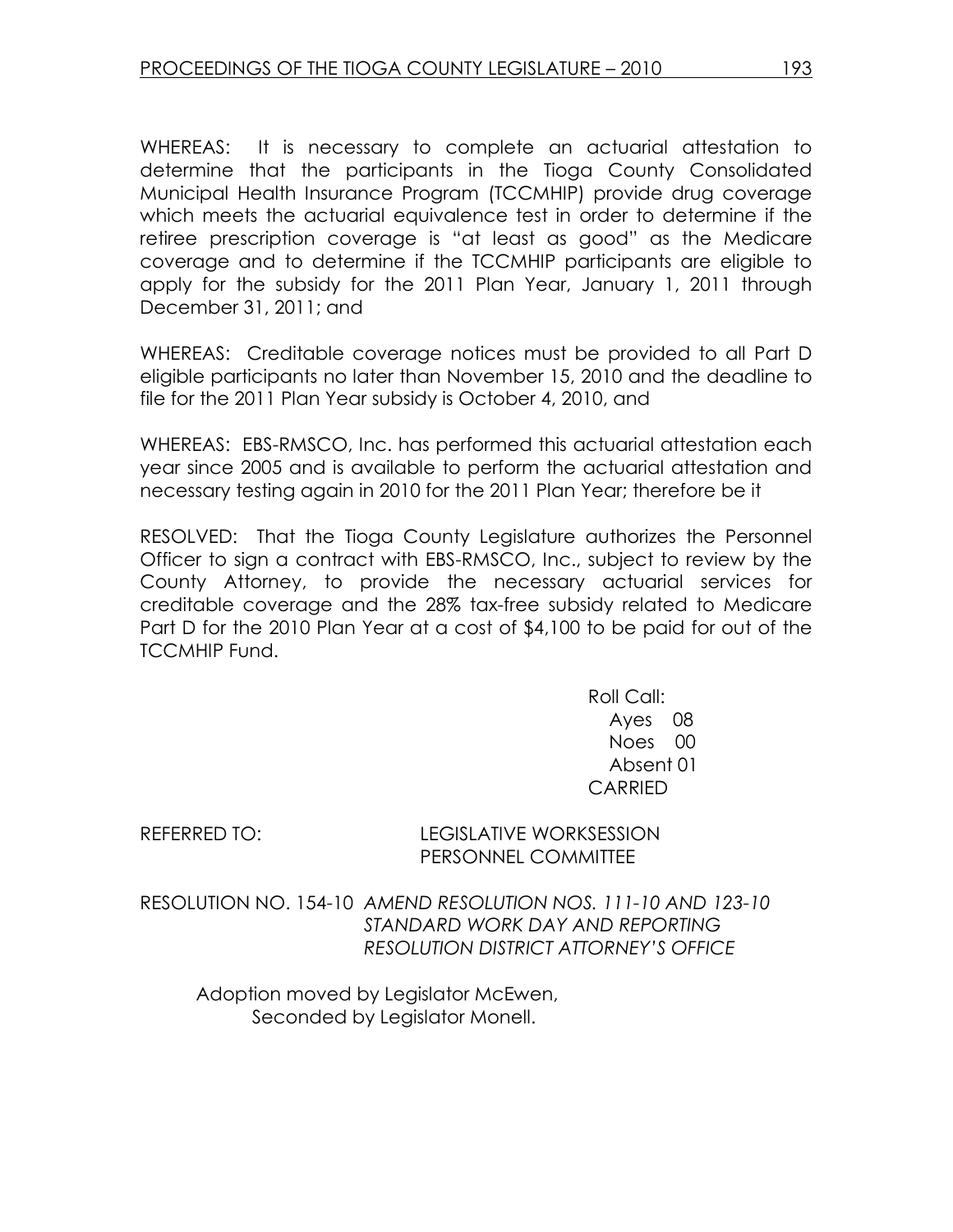WHEREAS: It is necessary to complete an actuarial attestation to determine that the participants in the Tioga County Consolidated Municipal Health Insurance Program (TCCMHIP) provide drug coverage which meets the actuarial equivalence test in order to determine if the retiree prescription coverage is "at least as good" as the Medicare coverage and to determine if the TCCMHIP participants are eligible to apply for the subsidy for the 2011 Plan Year, January 1, 2011 through December 31, 2011; and

WHEREAS: Creditable coverage notices must be provided to all Part D eligible participants no later than November 15, 2010 and the deadline to file for the 2011 Plan Year subsidy is October 4, 2010, and

WHEREAS: EBS-RMSCO, Inc. has performed this actuarial attestation each year since 2005 and is available to perform the actuarial attestation and necessary testing again in 2010 for the 2011 Plan Year; therefore be it

RESOLVED: That the Tioga County Legislature authorizes the Personnel Officer to sign a contract with EBS-RMSCO, Inc., subject to review by the County Attorney, to provide the necessary actuarial services for creditable coverage and the 28% tax-free subsidy related to Medicare Part D for the 2010 Plan Year at a cost of $4,100 to be paid for out of the TCCMHIP Fund.

Roll Call:
Ayes 08
Noes 00
Absent 01
CARRIED

REFERRED TO: LEGISLATIVE WORKSESSION
PERSONNEL COMMITTEE

RESOLUTION NO. 154-10 *AMEND RESOLUTION NOS. 111-10 AND 123-10 STANDARD WORK DAY AND REPORTING RESOLUTION DISTRICT ATTORNEY'S OFFICE*

Adoption moved by Legislator McEwen,
Seconded by Legislator Monell.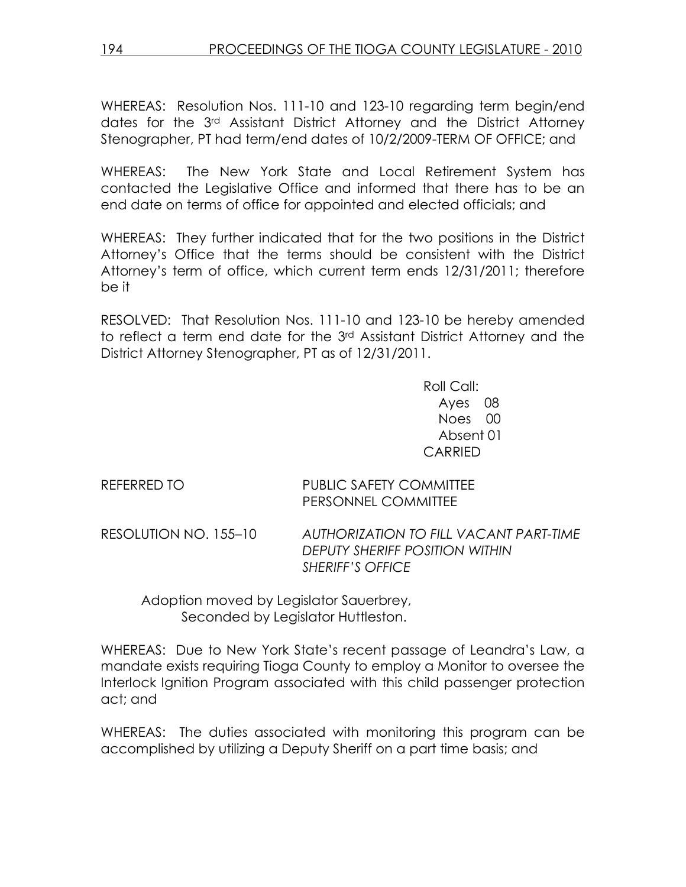WHEREAS: Resolution Nos. 111-10 and 123-10 regarding term begin/end dates for the 3rd Assistant District Attorney and the District Attorney Stenographer, PT had term/end dates of 10/2/2009-TERM OF OFFICE; and

WHEREAS: The New York State and Local Retirement System has contacted the Legislative Office and informed that there has to be an end date on terms of office for appointed and elected officials; and

WHEREAS: They further indicated that for the two positions in the District Attorney's Office that the terms should be consistent with the District Attorney's term of office, which current term ends 12/31/2011; therefore be it

RESOLVED: That Resolution Nos. 111-10 and 123-10 be hereby amended to reflect a term end date for the 3rd Assistant District Attorney and the District Attorney Stenographer, PT as of 12/31/2011.

Roll Call:
Ayes 08
Noes 00
Absent 01
CARRIED

REFERRED TO PUBLIC SAFETY COMMITTEE
PERSONNEL COMMITTEE

RESOLUTION NO. 155–10 *AUTHORIZATION TO FILL VACANT PART-TIME DEPUTY SHERIFF POSITION WITHIN SHERIFF'S OFFICE*

Adoption moved by Legislator Sauerbrey,
Seconded by Legislator Huttleston.

WHEREAS: Due to New York State's recent passage of Leandra's Law, a mandate exists requiring Tioga County to employ a Monitor to oversee the Interlock Ignition Program associated with this child passenger protection act; and

WHEREAS: The duties associated with monitoring this program can be accomplished by utilizing a Deputy Sheriff on a part time basis; and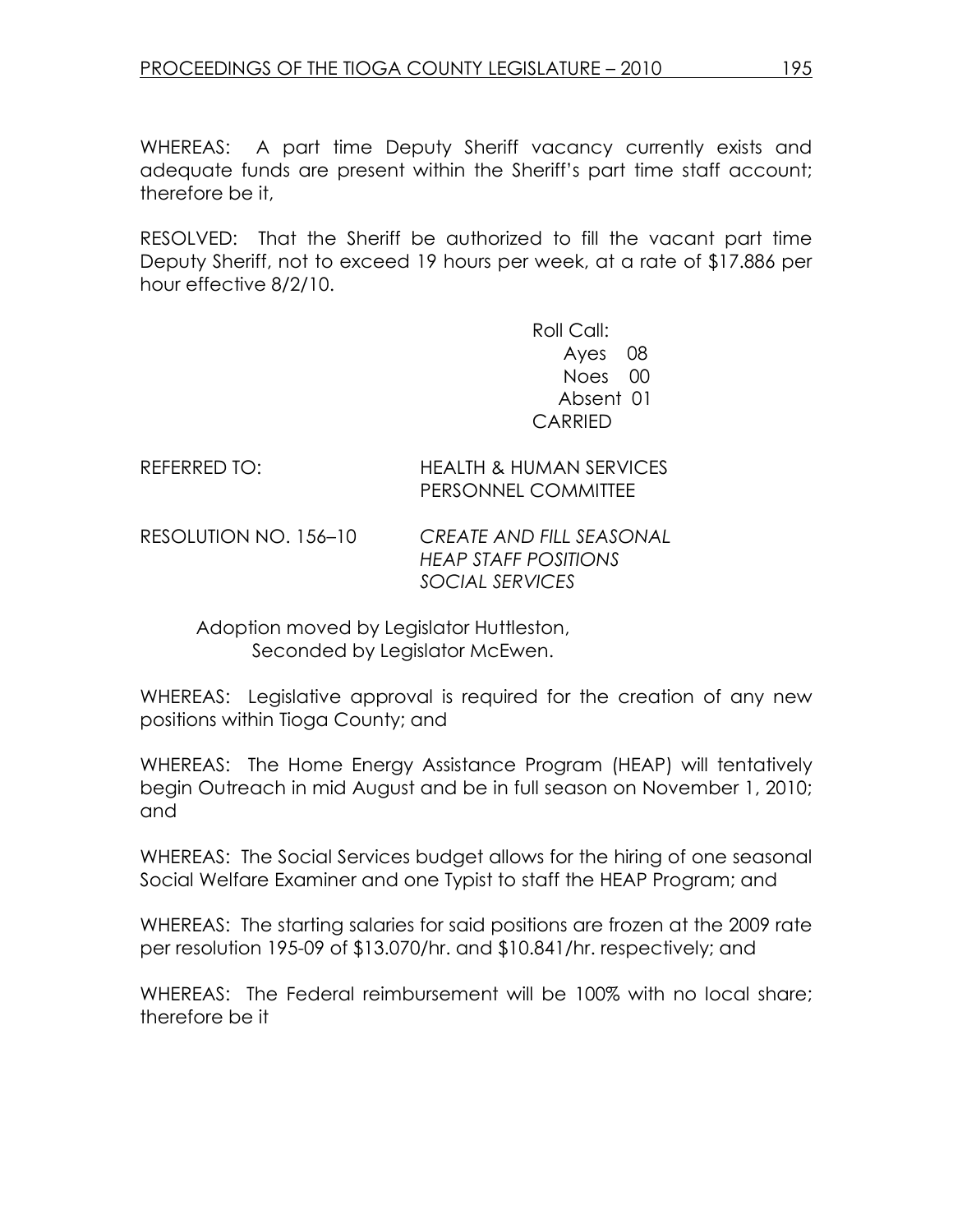WHEREAS: A part time Deputy Sheriff vacancy currently exists and adequate funds are present within the Sheriff's part time staff account; therefore be it,

RESOLVED: That the Sheriff be authorized to fill the vacant part time Deputy Sheriff, not to exceed 19 hours per week, at a rate of $17.886 per hour effective 8/2/10.

Roll Call:
Ayes 08
Noes 00
Absent 01
CARRIED

REFERRED TO: HEALTH & HUMAN SERVICES PERSONNEL COMMITTEE

RESOLUTION NO. 156–10 *CREATE AND FILL SEASONAL HEAP STAFF POSITIONS SOCIAL SERVICES*

Adoption moved by Legislator Huttleston,
Seconded by Legislator McEwen.

WHEREAS: Legislative approval is required for the creation of any new positions within Tioga County; and

WHEREAS: The Home Energy Assistance Program (HEAP) will tentatively begin Outreach in mid August and be in full season on November 1, 2010; and

WHEREAS: The Social Services budget allows for the hiring of one seasonal Social Welfare Examiner and one Typist to staff the HEAP Program; and

WHEREAS: The starting salaries for said positions are frozen at the 2009 rate per resolution 195-09 of $13.070/hr. and $10.841/hr. respectively; and

WHEREAS: The Federal reimbursement will be 100% with no local share; therefore be it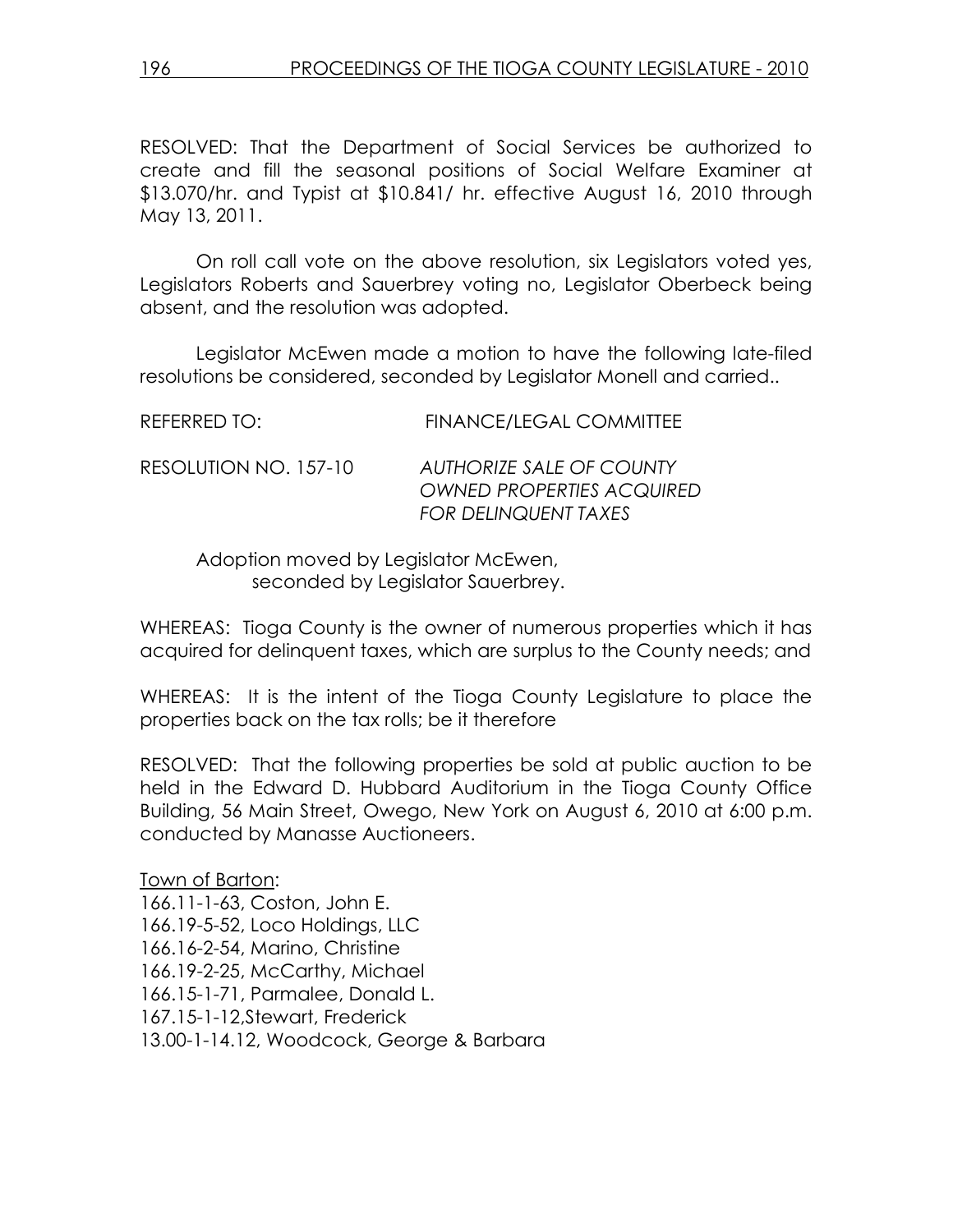RESOLVED: That the Department of Social Services be authorized to create and fill the seasonal positions of Social Welfare Examiner at $13.070/hr. and Typist at $10.841/ hr. effective August 16, 2010 through May 13, 2011.

On roll call vote on the above resolution, six Legislators voted yes, Legislators Roberts and Sauerbrey voting no, Legislator Oberbeck being absent, and the resolution was adopted.

Legislator McEwen made a motion to have the following late-filed resolutions be considered, seconded by Legislator Monell and carried..

REFERRED TO: FINANCE/LEGAL COMMITTEE

RESOLUTION NO. 157-10 *AUTHORIZE SALE OF COUNTY OWNED PROPERTIES ACQUIRED FOR DELINQUENT TAXES*

Adoption moved by Legislator McEwen,
seconded by Legislator Sauerbrey.

WHEREAS: Tioga County is the owner of numerous properties which it has acquired for delinquent taxes, which are surplus to the County needs; and

WHEREAS: It is the intent of the Tioga County Legislature to place the properties back on the tax rolls; be it therefore

RESOLVED: That the following properties be sold at public auction to be held in the Edward D. Hubbard Auditorium in the Tioga County Office Building, 56 Main Street, Owego, New York on August 6, 2010 at 6:00 p.m. conducted by Manasse Auctioneers.

Town of Barton:
166.11-1-63, Coston, John E.
166.19-5-52, Loco Holdings, LLC
166.16-2-54, Marino, Christine
166.19-2-25, McCarthy, Michael
166.15-1-71, Parmalee, Donald L.
167.15-1-12,Stewart, Frederick
13.00-1-14.12, Woodcock, George & Barbara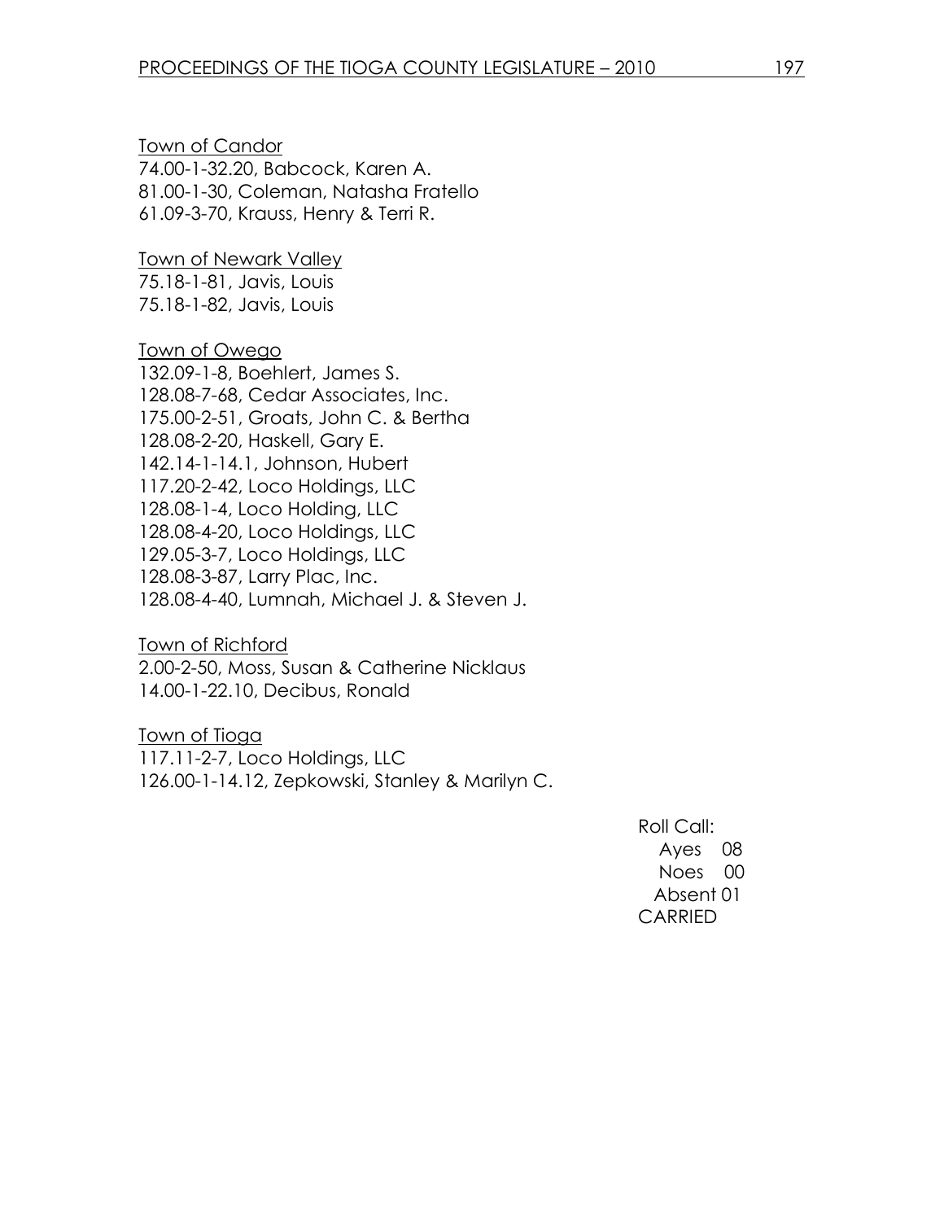Town of Candor
74.00-1-32.20, Babcock, Karen A.
81.00-1-30, Coleman, Natasha Fratello
61.09-3-70, Krauss, Henry & Terri R.

Town of Newark Valley
75.18-1-81, Javis, Louis
75.18-1-82, Javis, Louis

Town of Owego
132.09-1-8, Boehlert, James S.
128.08-7-68, Cedar Associates, Inc.
175.00-2-51, Groats, John C. & Bertha
128.08-2-20, Haskell, Gary E.
142.14-1-14.1, Johnson, Hubert
117.20-2-42, Loco Holdings, LLC
128.08-1-4, Loco Holding, LLC
128.08-4-20, Loco Holdings, LLC
129.05-3-7, Loco Holdings, LLC
128.08-3-87, Larry Plac, Inc.
128.08-4-40, Lumnah, Michael J. & Steven J.

Town of Richford
2.00-2-50, Moss, Susan & Catherine Nicklaus
14.00-1-22.10, Decibus, Ronald

Town of Tioga
117.11-2-7, Loco Holdings, LLC
126.00-1-14.12, Zepkowski, Stanley & Marilyn C.

Roll Call:
Ayes 08
Noes 00
Absent 01
CARRIED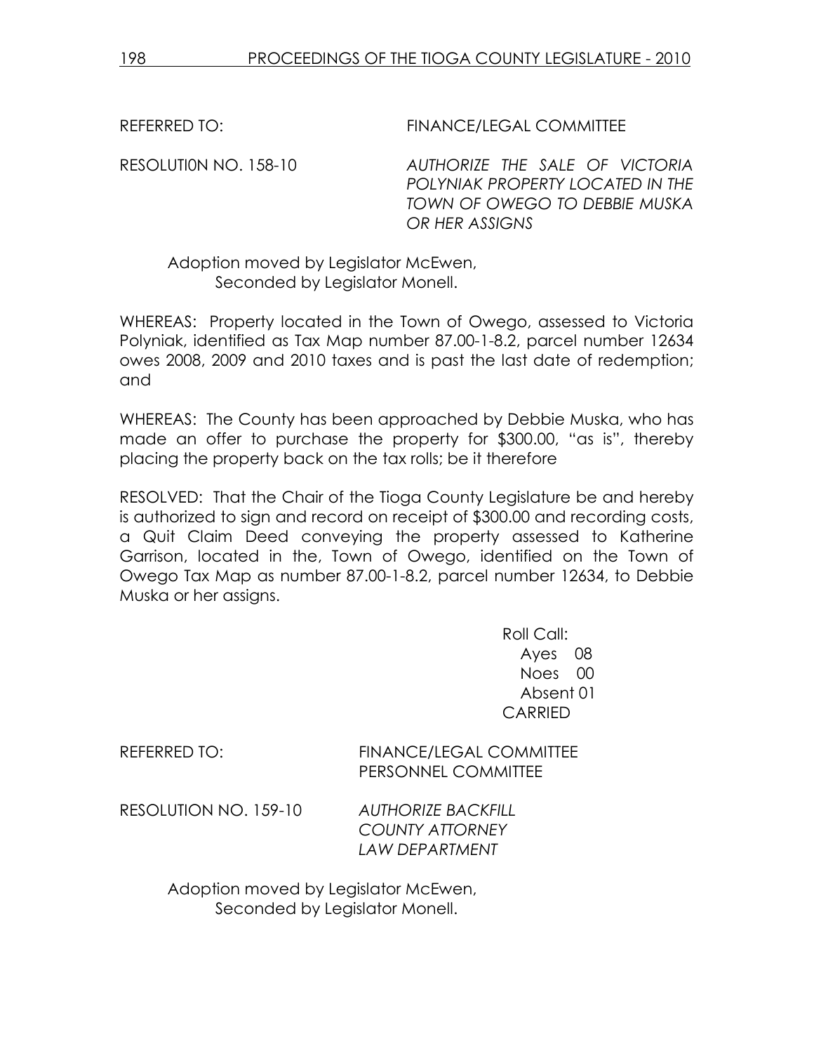REFERRED TO: FINANCE/LEGAL COMMITTEE

RESOLUTI0N NO. 158-10 *AUTHORIZE THE SALE OF VICTORIA POLYNIAK PROPERTY LOCATED IN THE TOWN OF OWEGO TO DEBBIE MUSKA OR HER ASSIGNS*

Adoption moved by Legislator McEwen,
Seconded by Legislator Monell.

WHEREAS: Property located in the Town of Owego, assessed to Victoria Polyniak, identified as Tax Map number 87.00-1-8.2, parcel number 12634 owes 2008, 2009 and 2010 taxes and is past the last date of redemption; and

WHEREAS: The County has been approached by Debbie Muska, who has made an offer to purchase the property for $300.00, "as is", thereby placing the property back on the tax rolls; be it therefore

RESOLVED: That the Chair of the Tioga County Legislature be and hereby is authorized to sign and record on receipt of $300.00 and recording costs, a Quit Claim Deed conveying the property assessed to Katherine Garrison, located in the, Town of Owego, identified on the Town of Owego Tax Map as number 87.00-1-8.2, parcel number 12634, to Debbie Muska or her assigns.

Roll Call:
Ayes 08
Noes 00
Absent 01
CARRIED

REFERRED TO: FINANCE/LEGAL COMMITTEE
PERSONNEL COMMITTEE

RESOLUTION NO. 159-10 *AUTHORIZE BACKFILL COUNTY ATTORNEY LAW DEPARTMENT*

Adoption moved by Legislator McEwen,
Seconded by Legislator Monell.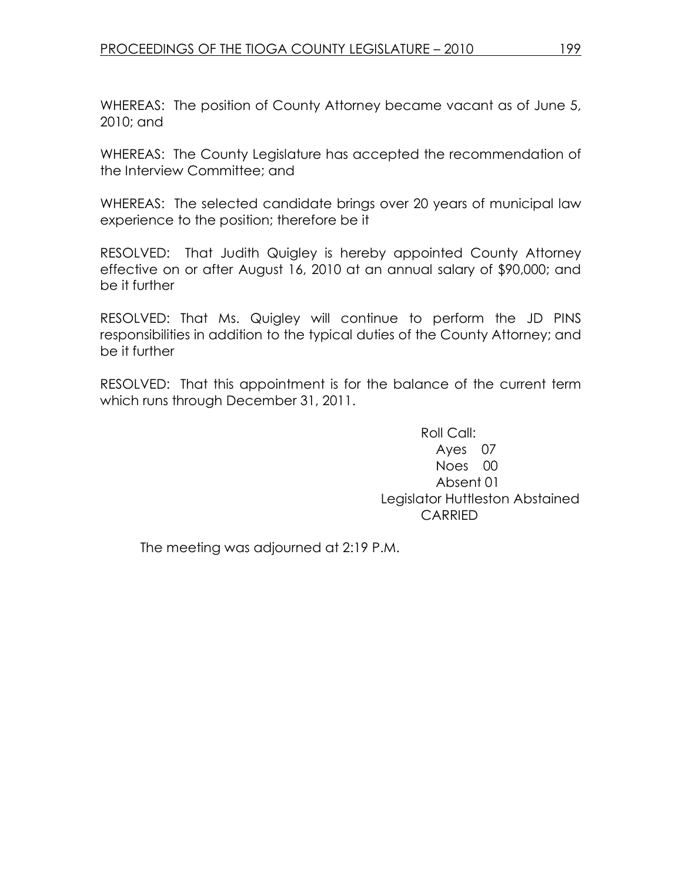WHEREAS: The position of County Attorney became vacant as of June 5, 2010; and

WHEREAS: The County Legislature has accepted the recommendation of the Interview Committee; and

WHEREAS: The selected candidate brings over 20 years of municipal law experience to the position; therefore be it

RESOLVED: That Judith Quigley is hereby appointed County Attorney effective on or after August 16, 2010 at an annual salary of $90,000; and be it further

RESOLVED: That Ms. Quigley will continue to perform the JD PINS responsibilities in addition to the typical duties of the County Attorney; and be it further

RESOLVED: That this appointment is for the balance of the current term which runs through December 31, 2011.

Roll Call:
Ayes 07
Noes 00
Absent 01
Legislator Huttleston Abstained
CARRIED

The meeting was adjourned at 2:19 P.M.